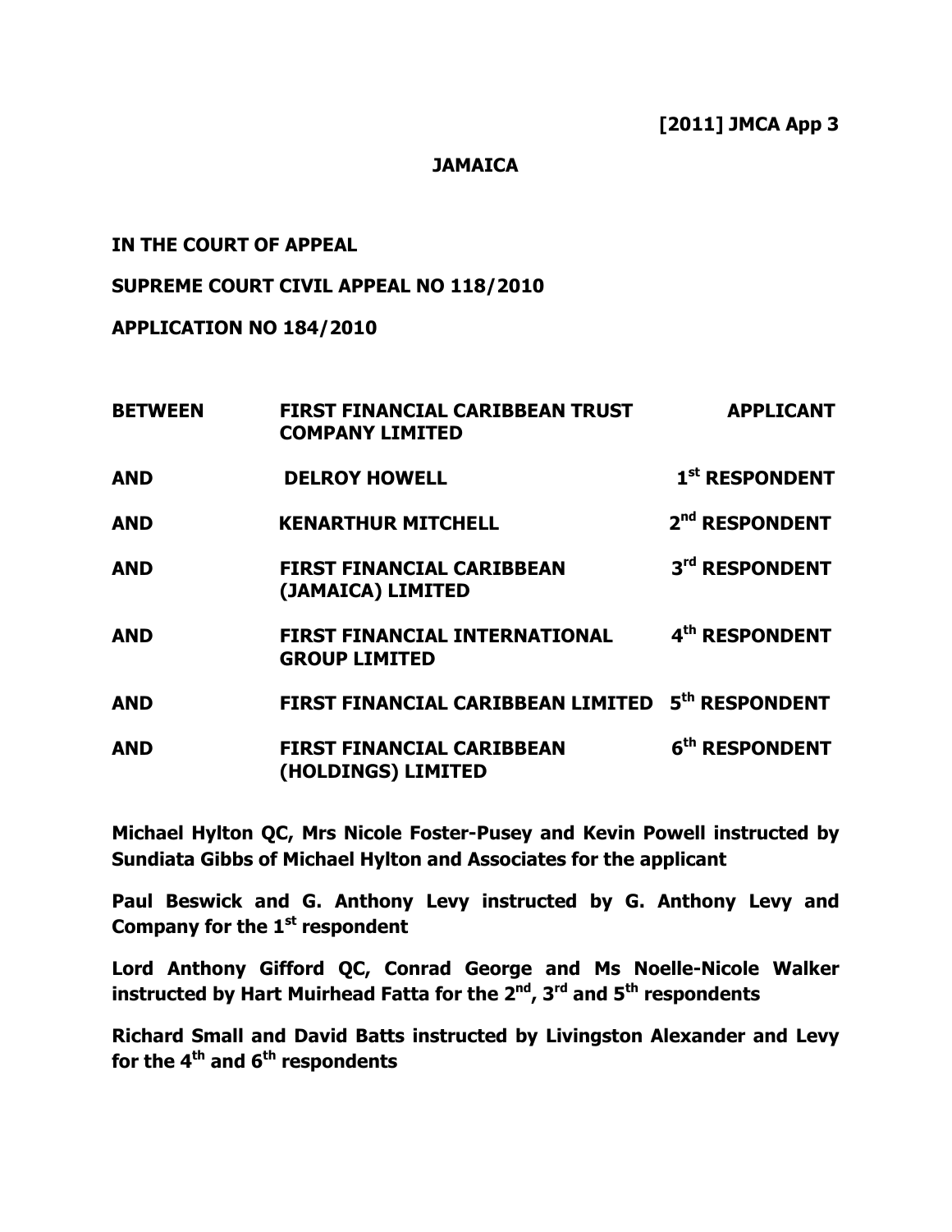**[2011] JMCA App 3**

**JAMAICA**

**IN THE COURT OF APPEAL**

**SUPREME COURT CIVIL APPEAL NO 118/2010**

**APPLICATION NO 184/2010**

| | | |
|---|---|---|
| **BETWEEN** | **FIRST FINANCIAL CARIBBEAN TRUST COMPANY LIMITED** | **APPLICANT** |
| **AND** | **DELROY HOWELL** | **1st RESPONDENT** |
| **AND** | **KENARTHUR MITCHELL** | **2nd RESPONDENT** |
| **AND** | **FIRST FINANCIAL CARIBBEAN (JAMAICA) LIMITED** | **3rd RESPONDENT** |
| **AND** | **FIRST FINANCIAL INTERNATIONAL GROUP LIMITED** | **4th RESPONDENT** |
| **AND** | **FIRST FINANCIAL CARIBBEAN LIMITED** | **5th RESPONDENT** |
| **AND** | **FIRST FINANCIAL CARIBBEAN (HOLDINGS) LIMITED** | **6th RESPONDENT** |

**Michael Hylton QC, Mrs Nicole Foster-Pusey and Kevin Powell instructed by Sundiata Gibbs of Michael Hylton and Associates for the applicant**

**Paul Beswick and G. Anthony Levy instructed by G. Anthony Levy and Company for the 1st respondent**

**Lord Anthony Gifford QC, Conrad George and Ms Noelle-Nicole Walker instructed by Hart Muirhead Fatta for the 2nd, 3rd and 5th respondents**

**Richard Small and David Batts instructed by Livingston Alexander and Levy for the 4th and 6th respondents**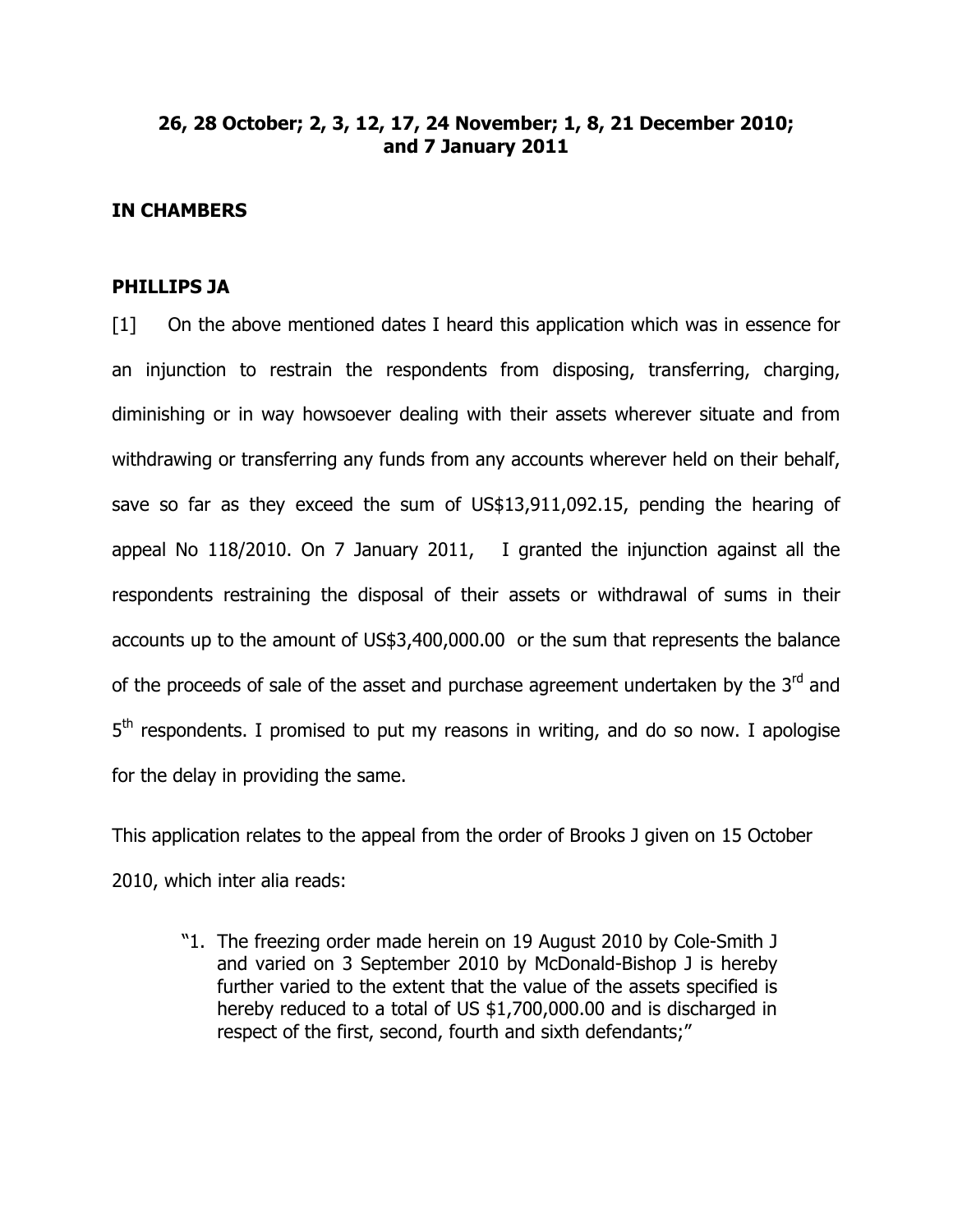**26, 28 October; 2, 3, 12, 17, 24 November; 1, 8, 21 December 2010; and 7 January 2011**

**IN CHAMBERS**

**PHILLIPS JA**

[1] On the above mentioned dates I heard this application which was in essence for an injunction to restrain the respondents from disposing, transferring, charging, diminishing or in way howsoever dealing with their assets wherever situate and from withdrawing or transferring any funds from any accounts wherever held on their behalf, save so far as they exceed the sum of US$13,911,092.15, pending the hearing of appeal No 118/2010. On 7 January 2011, I granted the injunction against all the respondents restraining the disposal of their assets or withdrawal of sums in their accounts up to the amount of US$3,400,000.00 or the sum that represents the balance of the proceeds of sale of the asset and purchase agreement undertaken by the 3rd and 5th respondents. I promised to put my reasons in writing, and do so now. I apologise for the delay in providing the same.

This application relates to the appeal from the order of Brooks J given on 15 October 2010, which inter alia reads:

> "1. The freezing order made herein on 19 August 2010 by Cole-Smith J and varied on 3 September 2010 by McDonald-Bishop J is hereby further varied to the extent that the value of the assets specified is hereby reduced to a total of US $1,700,000.00 and is discharged in respect of the first, second, fourth and sixth defendants;"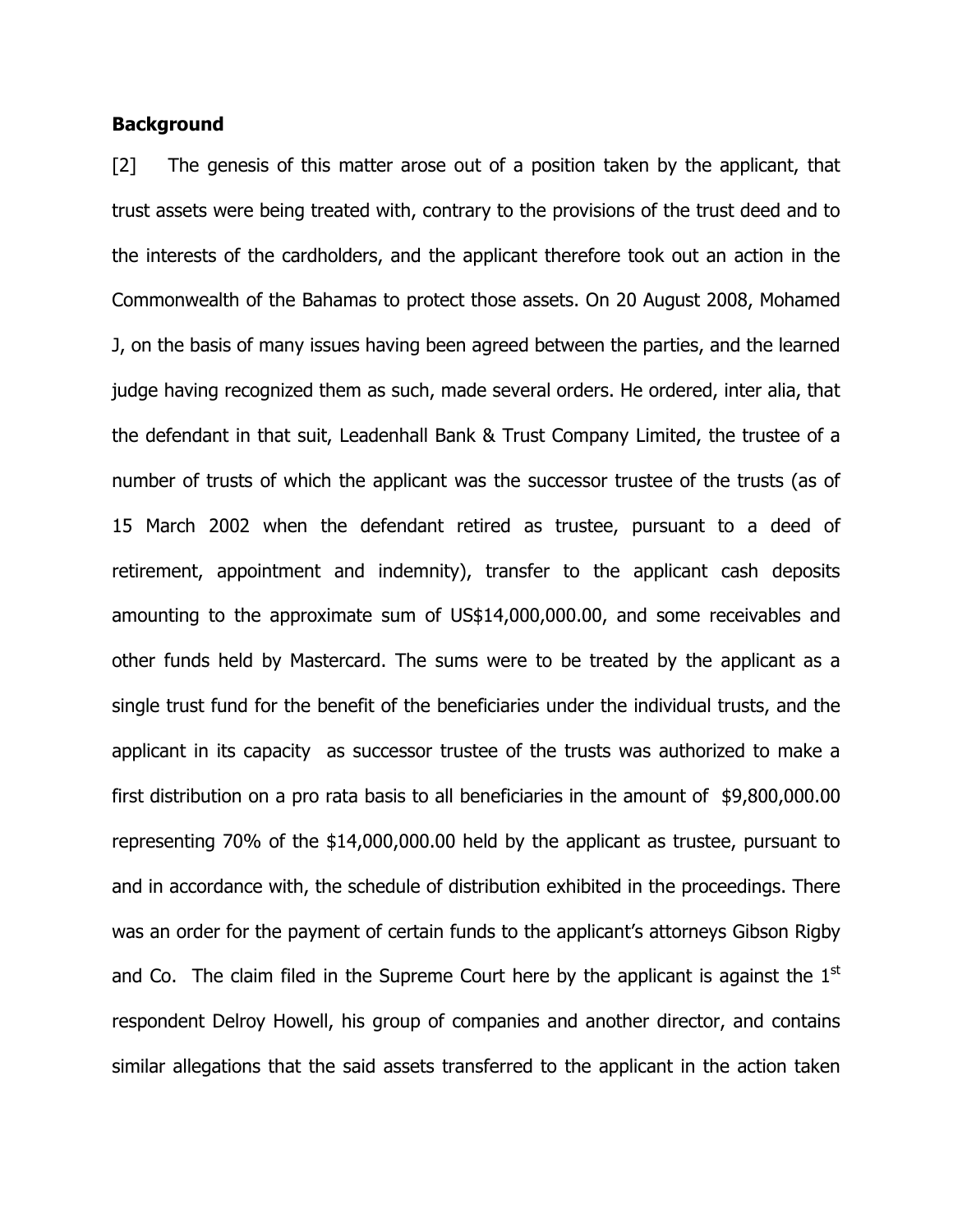**Background**

[2] The genesis of this matter arose out of a position taken by the applicant, that trust assets were being treated with, contrary to the provisions of the trust deed and to the interests of the cardholders, and the applicant therefore took out an action in the Commonwealth of the Bahamas to protect those assets. On 20 August 2008, Mohamed J, on the basis of many issues having been agreed between the parties, and the learned judge having recognized them as such, made several orders. He ordered, inter alia, that the defendant in that suit, Leadenhall Bank & Trust Company Limited, the trustee of a number of trusts of which the applicant was the successor trustee of the trusts (as of 15 March 2002 when the defendant retired as trustee, pursuant to a deed of retirement, appointment and indemnity), transfer to the applicant cash deposits amounting to the approximate sum of US$14,000,000.00, and some receivables and other funds held by Mastercard. The sums were to be treated by the applicant as a single trust fund for the benefit of the beneficiaries under the individual trusts, and the applicant in its capacity as successor trustee of the trusts was authorized to make a first distribution on a pro rata basis to all beneficiaries in the amount of $9,800,000.00 representing 70% of the $14,000,000.00 held by the applicant as trustee, pursuant to and in accordance with, the schedule of distribution exhibited in the proceedings. There was an order for the payment of certain funds to the applicant's attorneys Gibson Rigby and Co. The claim filed in the Supreme Court here by the applicant is against the 1st respondent Delroy Howell, his group of companies and another director, and contains similar allegations that the said assets transferred to the applicant in the action taken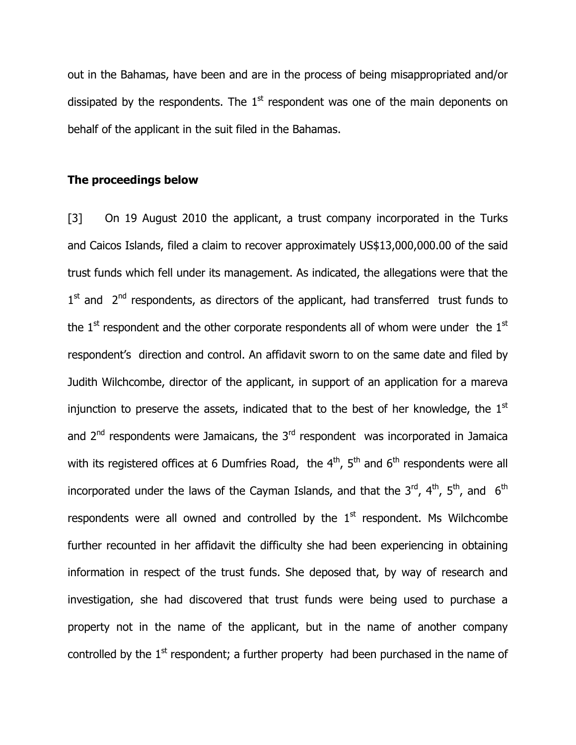out in the Bahamas, have been and are in the process of being misappropriated and/or dissipated by the respondents. The 1st respondent was one of the main deponents on behalf of the applicant in the suit filed in the Bahamas.

**The proceedings below**

[3] On 19 August 2010 the applicant, a trust company incorporated in the Turks and Caicos Islands, filed a claim to recover approximately US$13,000,000.00 of the said trust funds which fell under its management. As indicated, the allegations were that the 1st and 2nd respondents, as directors of the applicant, had transferred trust funds to the 1st respondent and the other corporate respondents all of whom were under the 1st respondent's direction and control. An affidavit sworn to on the same date and filed by Judith Wilchcombe, director of the applicant, in support of an application for a mareva injunction to preserve the assets, indicated that to the best of her knowledge, the 1st and 2nd respondents were Jamaicans, the 3rd respondent was incorporated in Jamaica with its registered offices at 6 Dumfries Road, the 4th, 5th and 6th respondents were all incorporated under the laws of the Cayman Islands, and that the 3rd, 4th, 5th, and 6th respondents were all owned and controlled by the 1st respondent. Ms Wilchcombe further recounted in her affidavit the difficulty she had been experiencing in obtaining information in respect of the trust funds. She deposed that, by way of research and investigation, she had discovered that trust funds were being used to purchase a property not in the name of the applicant, but in the name of another company controlled by the 1st respondent; a further property had been purchased in the name of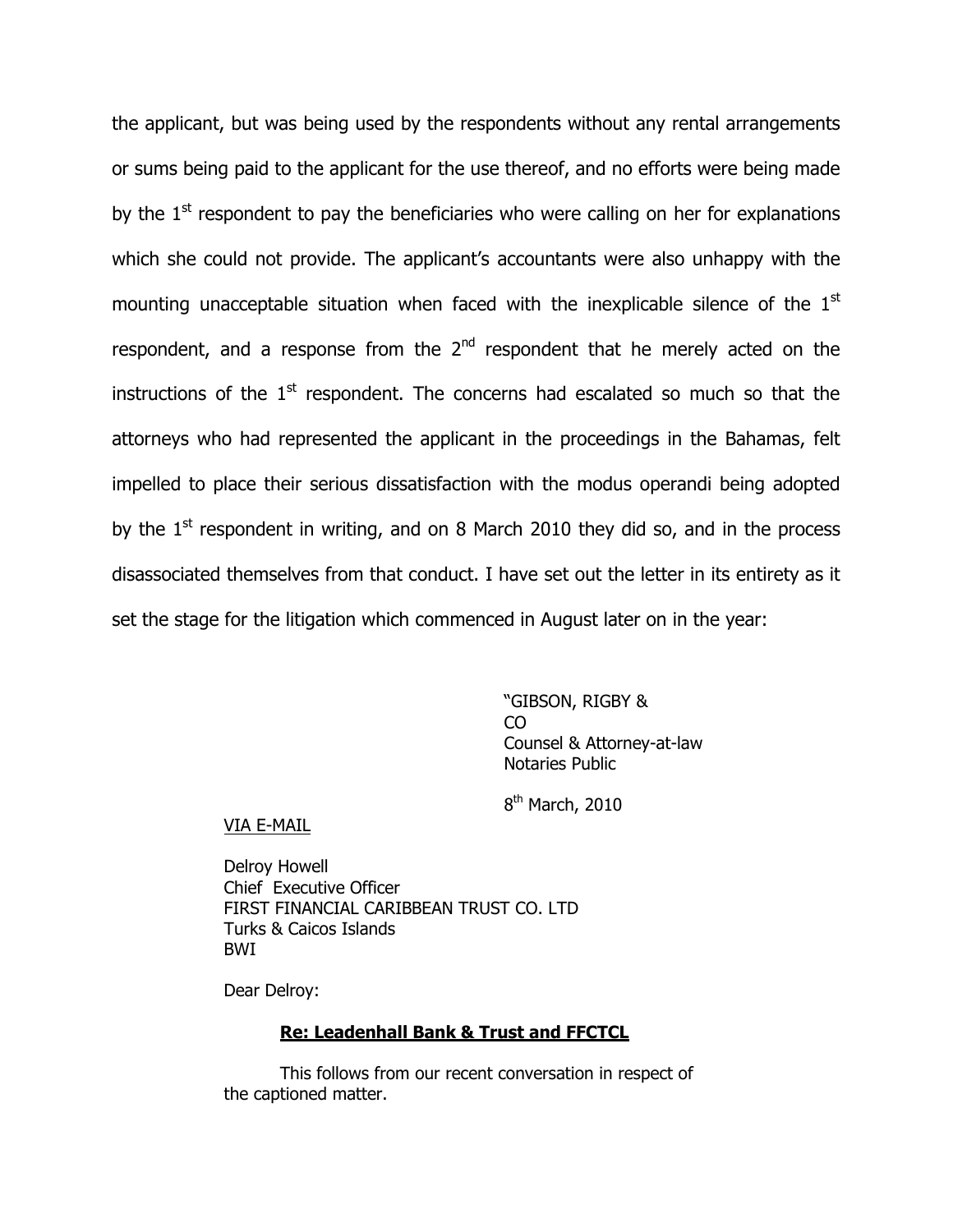the applicant, but was being used by the respondents without any rental arrangements or sums being paid to the applicant for the use thereof, and no efforts were being made by the 1st respondent to pay the beneficiaries who were calling on her for explanations which she could not provide. The applicant's accountants were also unhappy with the mounting unacceptable situation when faced with the inexplicable silence of the 1st respondent, and a response from the 2nd respondent that he merely acted on the instructions of the 1st respondent. The concerns had escalated so much so that the attorneys who had represented the applicant in the proceedings in the Bahamas, felt impelled to place their serious dissatisfaction with the modus operandi being adopted by the 1st respondent in writing, and on 8 March 2010 they did so, and in the process disassociated themselves from that conduct. I have set out the letter in its entirety as it set the stage for the litigation which commenced in August later on in the year:

"GIBSON, RIGBY & CO
Counsel & Attorney-at-law
Notaries Public

8th March, 2010

VIA E-MAIL

Delroy Howell
Chief Executive Officer
FIRST FINANCIAL CARIBBEAN TRUST CO. LTD
Turks & Caicos Islands
BWI

Dear Delroy:

**Re: Leadenhall Bank & Trust and FFCTCL**

This follows from our recent conversation in respect of the captioned matter.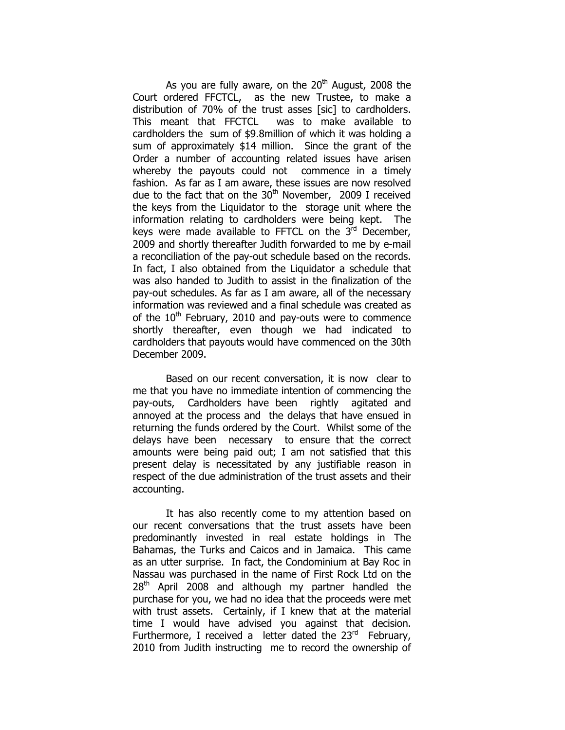As you are fully aware, on the 20th August, 2008 the Court ordered FFCTCL, as the new Trustee, to make a distribution of 70% of the trust asses [sic] to cardholders. This meant that FFCTCL was to make available to cardholders the sum of $9.8million of which it was holding a sum of approximately $14 million. Since the grant of the Order a number of accounting related issues have arisen whereby the payouts could not commence in a timely fashion. As far as I am aware, these issues are now resolved due to the fact that on the 30th November, 2009 I received the keys from the Liquidator to the storage unit where the information relating to cardholders were being kept. The keys were made available to FFTCL on the 3rd December, 2009 and shortly thereafter Judith forwarded to me by e-mail a reconciliation of the pay-out schedule based on the records. In fact, I also obtained from the Liquidator a schedule that was also handed to Judith to assist in the finalization of the pay-out schedules. As far as I am aware, all of the necessary information was reviewed and a final schedule was created as of the 10th February, 2010 and pay-outs were to commence shortly thereafter, even though we had indicated to cardholders that payouts would have commenced on the 30th December 2009.

Based on our recent conversation, it is now clear to me that you have no immediate intention of commencing the pay-outs, Cardholders have been rightly agitated and annoyed at the process and the delays that have ensued in returning the funds ordered by the Court. Whilst some of the delays have been necessary to ensure that the correct amounts were being paid out; I am not satisfied that this present delay is necessitated by any justifiable reason in respect of the due administration of the trust assets and their accounting.

It has also recently come to my attention based on our recent conversations that the trust assets have been predominantly invested in real estate holdings in The Bahamas, the Turks and Caicos and in Jamaica. This came as an utter surprise. In fact, the Condominium at Bay Roc in Nassau was purchased in the name of First Rock Ltd on the 28th April 2008 and although my partner handled the purchase for you, we had no idea that the proceeds were met with trust assets. Certainly, if I knew that at the material time I would have advised you against that decision. Furthermore, I received a letter dated the 23rd February, 2010 from Judith instructing me to record the ownership of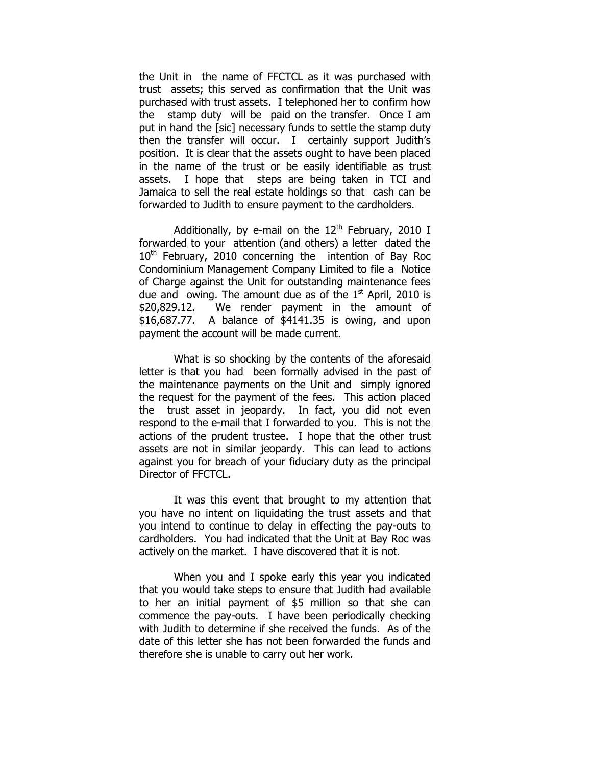the Unit in the name of FFCTCL as it was purchased with trust assets; this served as confirmation that the Unit was purchased with trust assets. I telephoned her to confirm how the stamp duty will be paid on the transfer. Once I am put in hand the [sic] necessary funds to settle the stamp duty then the transfer will occur. I certainly support Judith's position. It is clear that the assets ought to have been placed in the name of the trust or be easily identifiable as trust assets. I hope that steps are being taken in TCI and Jamaica to sell the real estate holdings so that cash can be forwarded to Judith to ensure payment to the cardholders.

Additionally, by e-mail on the 12th February, 2010 I forwarded to your attention (and others) a letter dated the 10th February, 2010 concerning the intention of Bay Roc Condominium Management Company Limited to file a Notice of Charge against the Unit for outstanding maintenance fees due and owing. The amount due as of the 1st April, 2010 is $20,829.12. We render payment in the amount of $16,687.77. A balance of $4141.35 is owing, and upon payment the account will be made current.

What is so shocking by the contents of the aforesaid letter is that you had been formally advised in the past of the maintenance payments on the Unit and simply ignored the request for the payment of the fees. This action placed the trust asset in jeopardy. In fact, you did not even respond to the e-mail that I forwarded to you. This is not the actions of the prudent trustee. I hope that the other trust assets are not in similar jeopardy. This can lead to actions against you for breach of your fiduciary duty as the principal Director of FFCTCL.

It was this event that brought to my attention that you have no intent on liquidating the trust assets and that you intend to continue to delay in effecting the pay-outs to cardholders. You had indicated that the Unit at Bay Roc was actively on the market. I have discovered that it is not.

When you and I spoke early this year you indicated that you would take steps to ensure that Judith had available to her an initial payment of $5 million so that she can commence the pay-outs. I have been periodically checking with Judith to determine if she received the funds. As of the date of this letter she has not been forwarded the funds and therefore she is unable to carry out her work.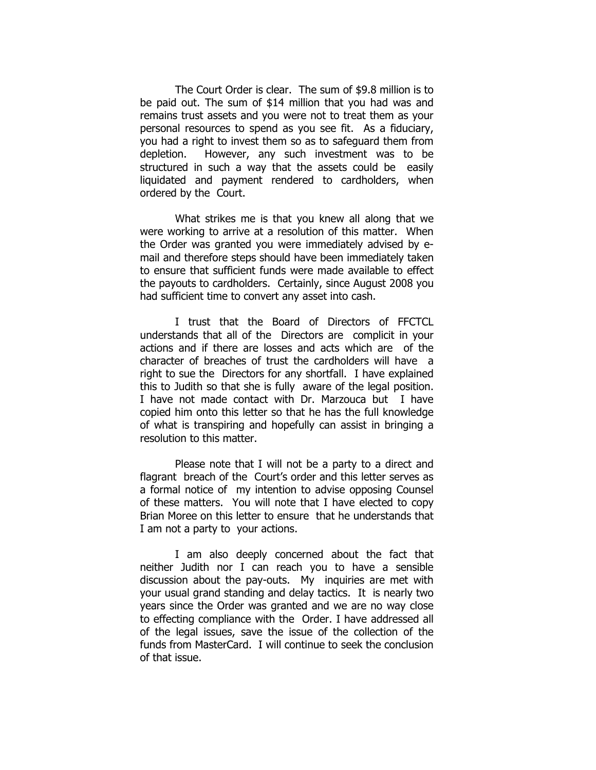The Court Order is clear. The sum of $9.8 million is to be paid out. The sum of $14 million that you had was and remains trust assets and you were not to treat them as your personal resources to spend as you see fit. As a fiduciary, you had a right to invest them so as to safeguard them from depletion. However, any such investment was to be structured in such a way that the assets could be easily liquidated and payment rendered to cardholders, when ordered by the Court.

What strikes me is that you knew all along that we were working to arrive at a resolution of this matter. When the Order was granted you were immediately advised by e-mail and therefore steps should have been immediately taken to ensure that sufficient funds were made available to effect the payouts to cardholders. Certainly, since August 2008 you had sufficient time to convert any asset into cash.

I trust that the Board of Directors of FFCTCL understands that all of the Directors are complicit in your actions and if there are losses and acts which are of the character of breaches of trust the cardholders will have a right to sue the Directors for any shortfall. I have explained this to Judith so that she is fully aware of the legal position. I have not made contact with Dr. Marzouca but I have copied him onto this letter so that he has the full knowledge of what is transpiring and hopefully can assist in bringing a resolution to this matter.

Please note that I will not be a party to a direct and flagrant breach of the Court's order and this letter serves as a formal notice of my intention to advise opposing Counsel of these matters. You will note that I have elected to copy Brian Moree on this letter to ensure that he understands that I am not a party to your actions.

I am also deeply concerned about the fact that neither Judith nor I can reach you to have a sensible discussion about the pay-outs. My inquiries are met with your usual grand standing and delay tactics. It is nearly two years since the Order was granted and we are no way close to effecting compliance with the Order. I have addressed all of the legal issues, save the issue of the collection of the funds from MasterCard. I will continue to seek the conclusion of that issue.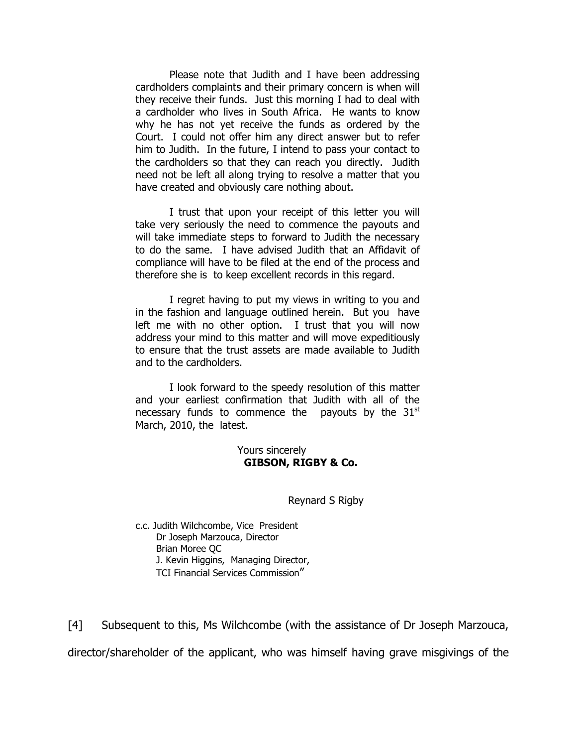Please note that Judith and I have been addressing cardholders complaints and their primary concern is when will they receive their funds. Just this morning I had to deal with a cardholder who lives in South Africa. He wants to know why he has not yet receive the funds as ordered by the Court. I could not offer him any direct answer but to refer him to Judith. In the future, I intend to pass your contact to the cardholders so that they can reach you directly. Judith need not be left all along trying to resolve a matter that you have created and obviously care nothing about.

I trust that upon your receipt of this letter you will take very seriously the need to commence the payouts and will take immediate steps to forward to Judith the necessary to do the same. I have advised Judith that an Affidavit of compliance will have to be filed at the end of the process and therefore she is to keep excellent records in this regard.

I regret having to put my views in writing to you and in the fashion and language outlined herein. But you have left me with no other option. I trust that you will now address your mind to this matter and will move expeditiously to ensure that the trust assets are made available to Judith and to the cardholders.

I look forward to the speedy resolution of this matter and your earliest confirmation that Judith with all of the necessary funds to commence the payouts by the 31st March, 2010, the latest.

Yours sincerely
**GIBSON, RIGBY & Co.**

Reynard S Rigby

c.c. Judith Wilchcombe, Vice President
Dr Joseph Marzouca, Director
Brian Moree QC
J. Kevin Higgins, Managing Director,
TCI Financial Services Commission"

[4] Subsequent to this, Ms Wilchcombe (with the assistance of Dr Joseph Marzouca, director/shareholder of the applicant, who was himself having grave misgivings of the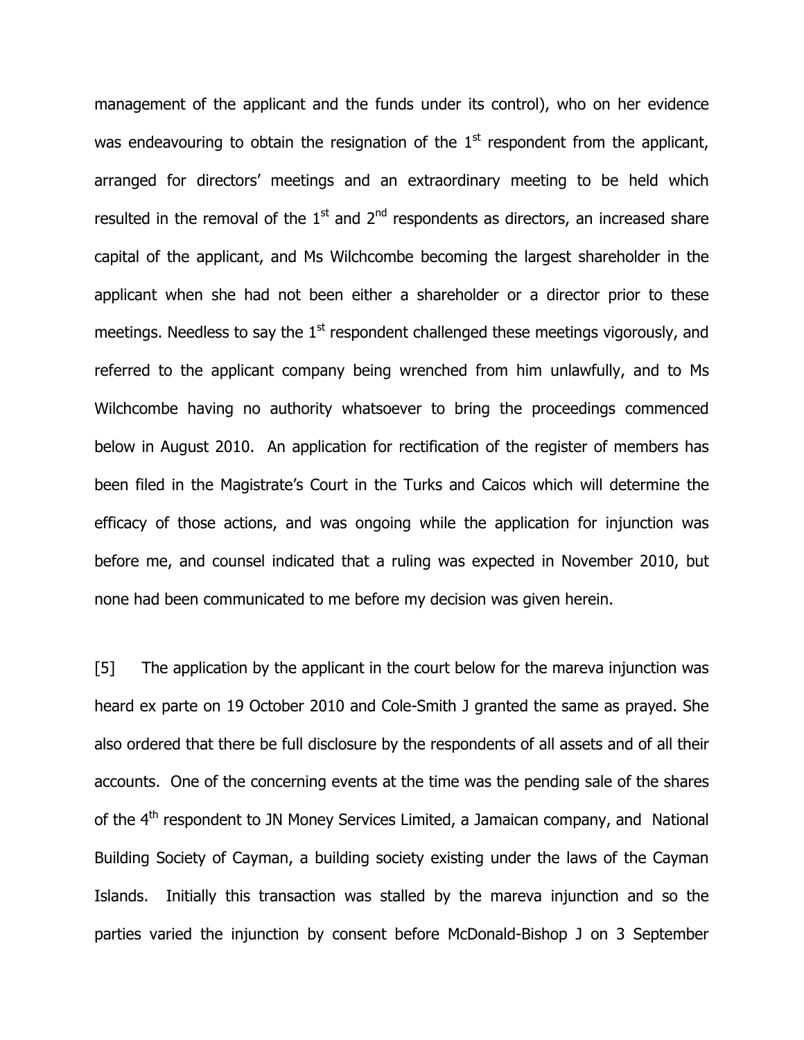management of the applicant and the funds under its control), who on her evidence was endeavouring to obtain the resignation of the 1st respondent from the applicant, arranged for directors' meetings and an extraordinary meeting to be held which resulted in the removal of the 1st and 2nd respondents as directors, an increased share capital of the applicant, and Ms Wilchcombe becoming the largest shareholder in the applicant when she had not been either a shareholder or a director prior to these meetings. Needless to say the 1st respondent challenged these meetings vigorously, and referred to the applicant company being wrenched from him unlawfully, and to Ms Wilchcombe having no authority whatsoever to bring the proceedings commenced below in August 2010. An application for rectification of the register of members has been filed in the Magistrate's Court in the Turks and Caicos which will determine the efficacy of those actions, and was ongoing while the application for injunction was before me, and counsel indicated that a ruling was expected in November 2010, but none had been communicated to me before my decision was given herein.

[5] The application by the applicant in the court below for the mareva injunction was heard ex parte on 19 October 2010 and Cole-Smith J granted the same as prayed. She also ordered that there be full disclosure by the respondents of all assets and of all their accounts. One of the concerning events at the time was the pending sale of the shares of the 4th respondent to JN Money Services Limited, a Jamaican company, and National Building Society of Cayman, a building society existing under the laws of the Cayman Islands. Initially this transaction was stalled by the mareva injunction and so the parties varied the injunction by consent before McDonald-Bishop J on 3 September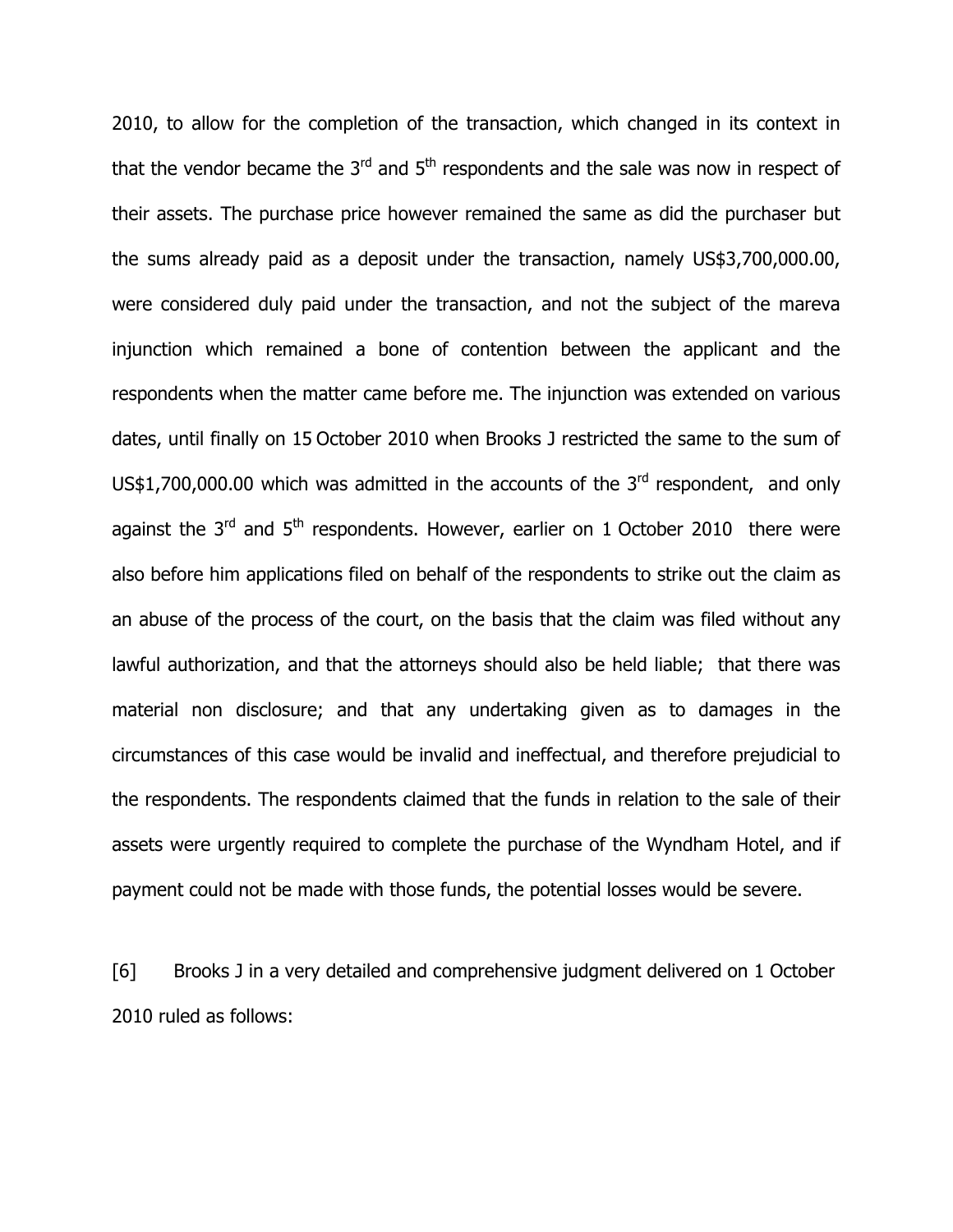2010, to allow for the completion of the transaction, which changed in its context in that the vendor became the 3rd and 5th respondents and the sale was now in respect of their assets. The purchase price however remained the same as did the purchaser but the sums already paid as a deposit under the transaction, namely US$3,700,000.00, were considered duly paid under the transaction, and not the subject of the mareva injunction which remained a bone of contention between the applicant and the respondents when the matter came before me. The injunction was extended on various dates, until finally on 15 October 2010 when Brooks J restricted the same to the sum of US$1,700,000.00 which was admitted in the accounts of the 3rd respondent, and only against the 3rd and 5th respondents. However, earlier on 1 October 2010 there were also before him applications filed on behalf of the respondents to strike out the claim as an abuse of the process of the court, on the basis that the claim was filed without any lawful authorization, and that the attorneys should also be held liable; that there was material non disclosure; and that any undertaking given as to damages in the circumstances of this case would be invalid and ineffectual, and therefore prejudicial to the respondents. The respondents claimed that the funds in relation to the sale of their assets were urgently required to complete the purchase of the Wyndham Hotel, and if payment could not be made with those funds, the potential losses would be severe.

[6] Brooks J in a very detailed and comprehensive judgment delivered on 1 October 2010 ruled as follows: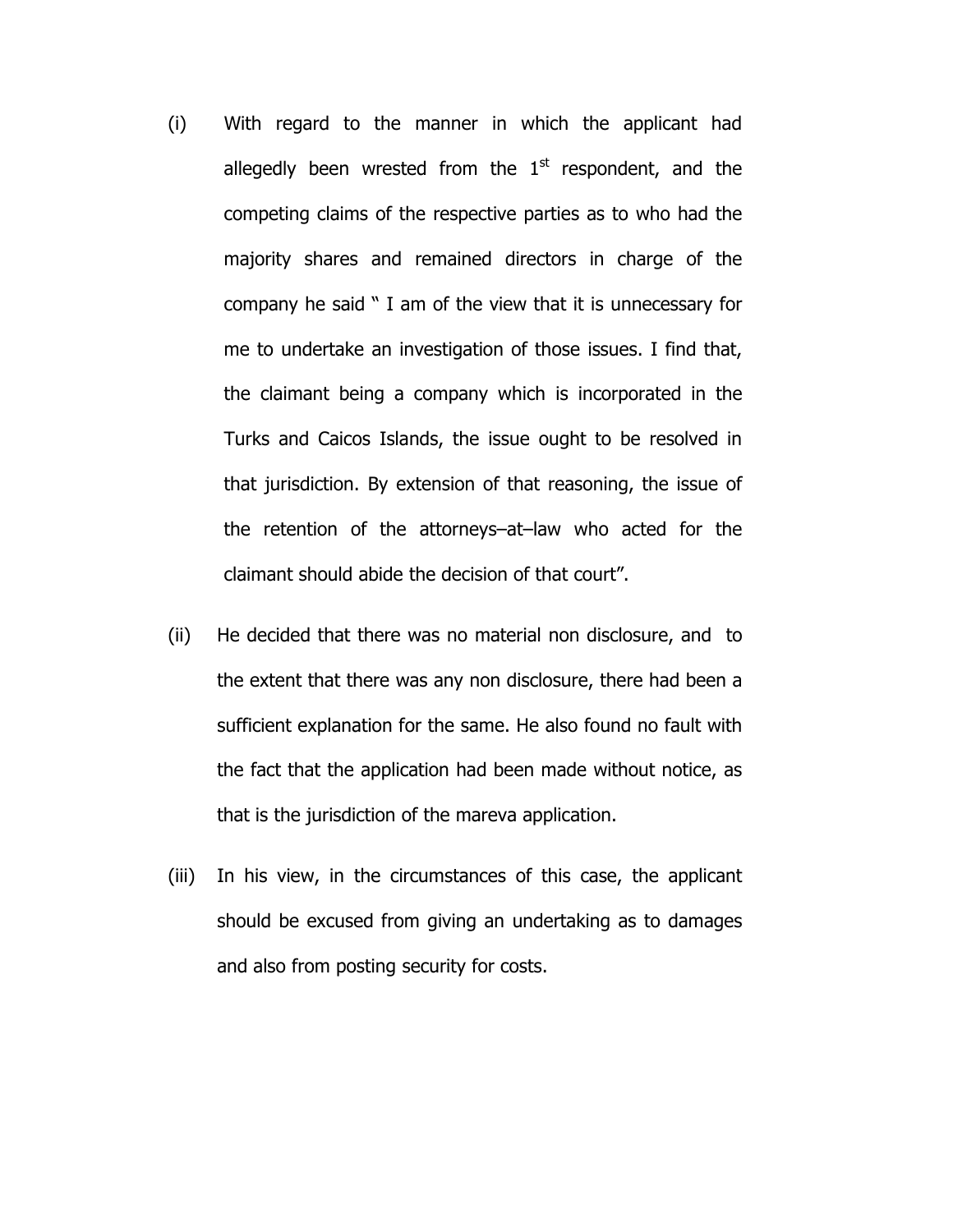(i) With regard to the manner in which the applicant had allegedly been wrested from the 1st respondent, and the competing claims of the respective parties as to who had the majority shares and remained directors in charge of the company he said " I am of the view that it is unnecessary for me to undertake an investigation of those issues. I find that, the claimant being a company which is incorporated in the Turks and Caicos Islands, the issue ought to be resolved in that jurisdiction. By extension of that reasoning, the issue of the retention of the attorneys–at–law who acted for the claimant should abide the decision of that court".

(ii) He decided that there was no material non disclosure, and to the extent that there was any non disclosure, there had been a sufficient explanation for the same. He also found no fault with the fact that the application had been made without notice, as that is the jurisdiction of the mareva application.

(iii) In his view, in the circumstances of this case, the applicant should be excused from giving an undertaking as to damages and also from posting security for costs.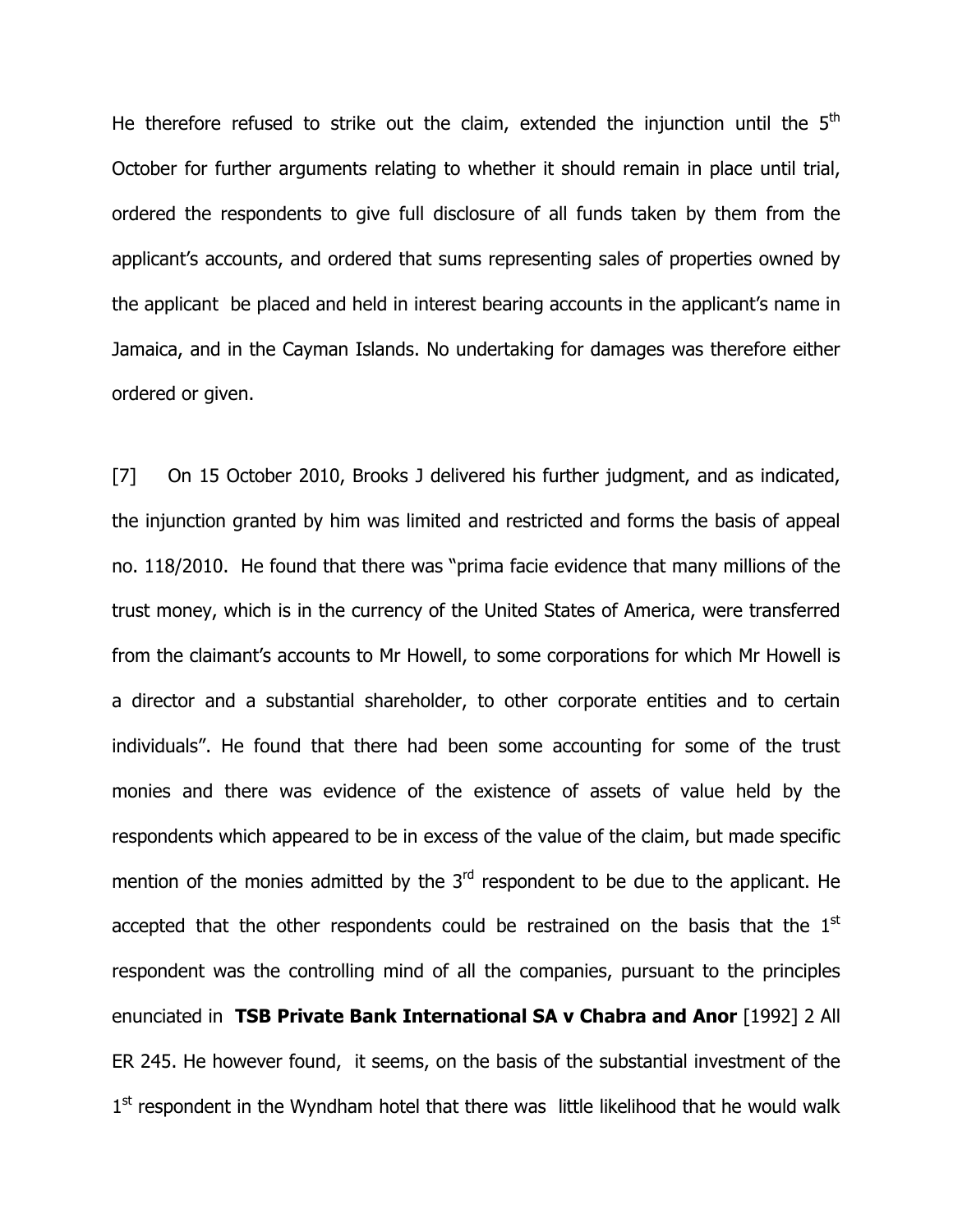He therefore refused to strike out the claim, extended the injunction until the 5th October for further arguments relating to whether it should remain in place until trial, ordered the respondents to give full disclosure of all funds taken by them from the applicant's accounts, and ordered that sums representing sales of properties owned by the applicant be placed and held in interest bearing accounts in the applicant's name in Jamaica, and in the Cayman Islands. No undertaking for damages was therefore either ordered or given.

[7] On 15 October 2010, Brooks J delivered his further judgment, and as indicated, the injunction granted by him was limited and restricted and forms the basis of appeal no. 118/2010. He found that there was "prima facie evidence that many millions of the trust money, which is in the currency of the United States of America, were transferred from the claimant's accounts to Mr Howell, to some corporations for which Mr Howell is a director and a substantial shareholder, to other corporate entities and to certain individuals". He found that there had been some accounting for some of the trust monies and there was evidence of the existence of assets of value held by the respondents which appeared to be in excess of the value of the claim, but made specific mention of the monies admitted by the 3rd respondent to be due to the applicant. He accepted that the other respondents could be restrained on the basis that the 1st respondent was the controlling mind of all the companies, pursuant to the principles enunciated in **TSB Private Bank International SA v Chabra and Anor** [1992] 2 All ER 245. He however found, it seems, on the basis of the substantial investment of the 1st respondent in the Wyndham hotel that there was little likelihood that he would walk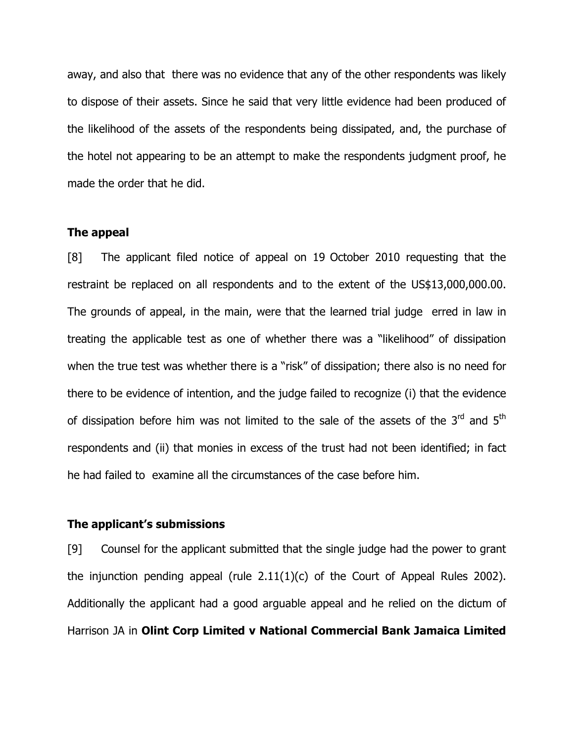away, and also that there was no evidence that any of the other respondents was likely to dispose of their assets. Since he said that very little evidence had been produced of the likelihood of the assets of the respondents being dissipated, and, the purchase of the hotel not appearing to be an attempt to make the respondents judgment proof, he made the order that he did.

**The appeal**

[8] The applicant filed notice of appeal on 19 October 2010 requesting that the restraint be replaced on all respondents and to the extent of the US$13,000,000.00. The grounds of appeal, in the main, were that the learned trial judge erred in law in treating the applicable test as one of whether there was a "likelihood" of dissipation when the true test was whether there is a "risk" of dissipation; there also is no need for there to be evidence of intention, and the judge failed to recognize (i) that the evidence of dissipation before him was not limited to the sale of the assets of the 3rd and 5th respondents and (ii) that monies in excess of the trust had not been identified; in fact he had failed to examine all the circumstances of the case before him.

**The applicant's submissions**

[9] Counsel for the applicant submitted that the single judge had the power to grant the injunction pending appeal (rule 2.11(1)(c) of the Court of Appeal Rules 2002). Additionally the applicant had a good arguable appeal and he relied on the dictum of Harrison JA in **Olint Corp Limited v National Commercial Bank Jamaica Limited**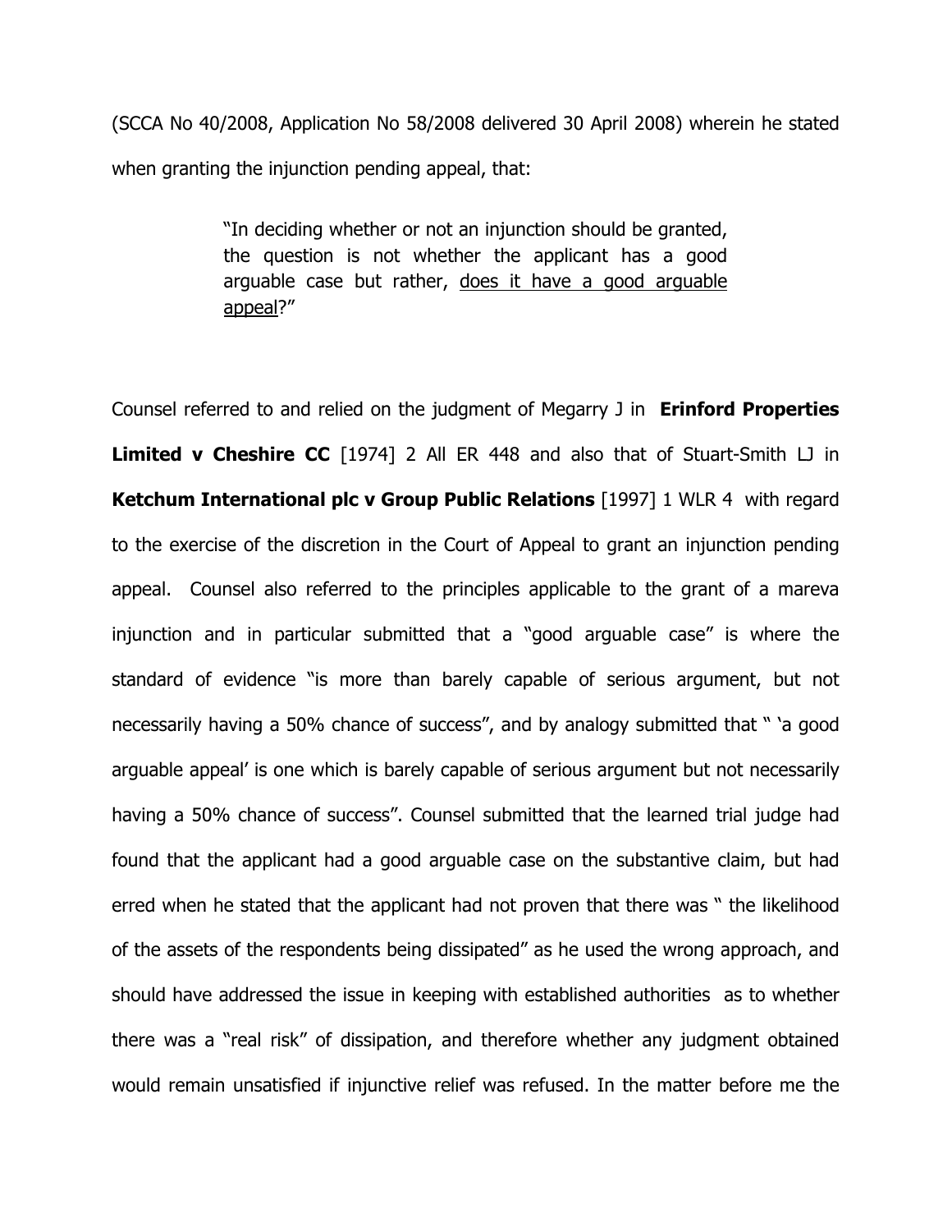(SCCA No 40/2008, Application No 58/2008 delivered 30 April 2008) wherein he stated when granting the injunction pending appeal, that:

> "In deciding whether or not an injunction should be granted, the question is not whether the applicant has a good arguable case but rather, <u>does it have a good arguable appeal</u>?"

Counsel referred to and relied on the judgment of Megarry J in **Erinford Properties Limited v Cheshire CC** [1974] 2 All ER 448 and also that of Stuart-Smith LJ in **Ketchum International plc v Group Public Relations** [1997] 1 WLR 4 with regard to the exercise of the discretion in the Court of Appeal to grant an injunction pending appeal. Counsel also referred to the principles applicable to the grant of a mareva injunction and in particular submitted that a "good arguable case" is where the standard of evidence "is more than barely capable of serious argument, but not necessarily having a 50% chance of success", and by analogy submitted that " 'a good arguable appeal' is one which is barely capable of serious argument but not necessarily having a 50% chance of success". Counsel submitted that the learned trial judge had found that the applicant had a good arguable case on the substantive claim, but had erred when he stated that the applicant had not proven that there was " the likelihood of the assets of the respondents being dissipated" as he used the wrong approach, and should have addressed the issue in keeping with established authorities as to whether there was a "real risk" of dissipation, and therefore whether any judgment obtained would remain unsatisfied if injunctive relief was refused. In the matter before me the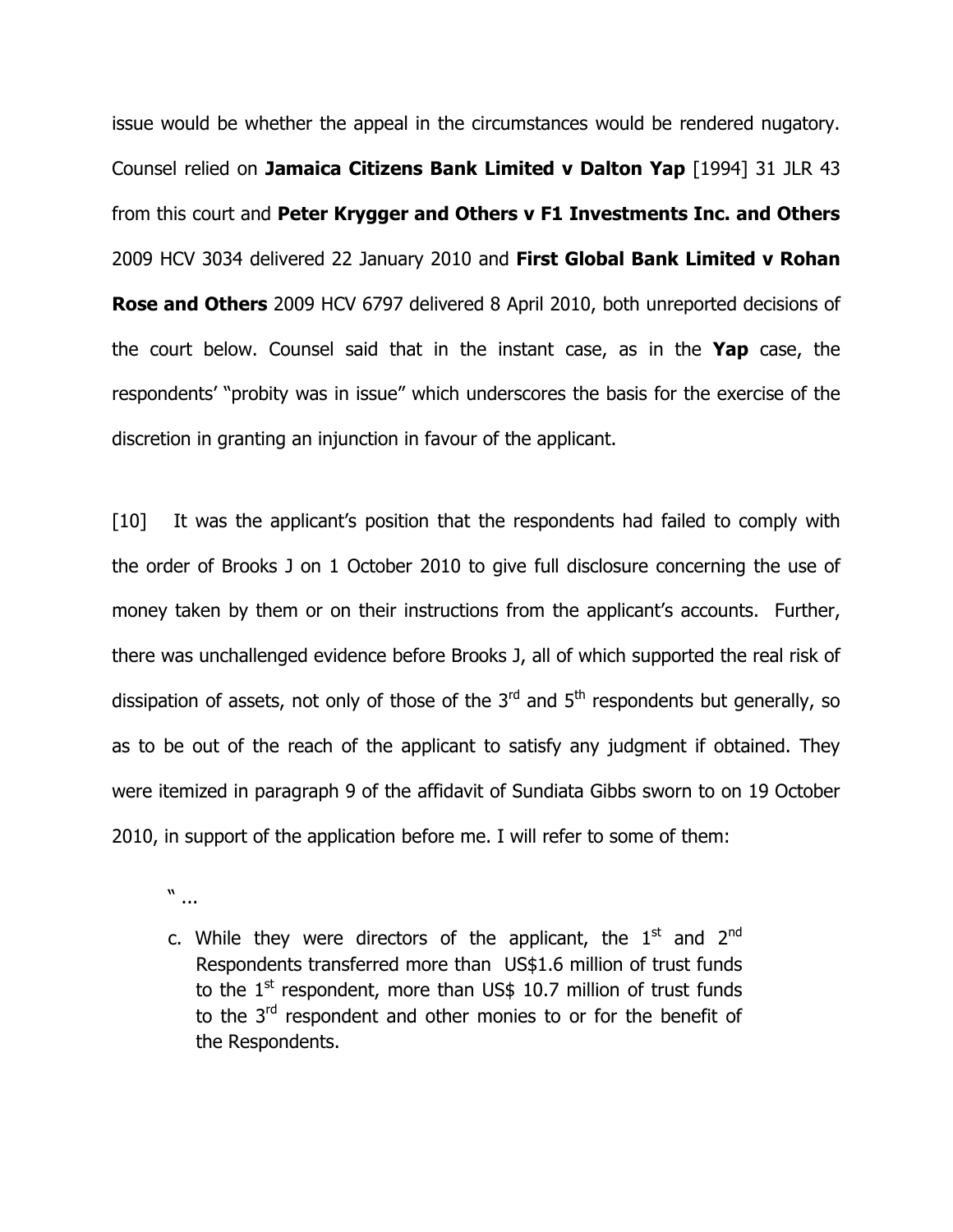issue would be whether the appeal in the circumstances would be rendered nugatory. Counsel relied on **Jamaica Citizens Bank Limited v Dalton Yap** [1994] 31 JLR 43 from this court and **Peter Krygger and Others v F1 Investments Inc. and Others** 2009 HCV 3034 delivered 22 January 2010 and **First Global Bank Limited v Rohan Rose and Others** 2009 HCV 6797 delivered 8 April 2010, both unreported decisions of the court below. Counsel said that in the instant case, as in the **Yap** case, the respondents' "probity was in issue" which underscores the basis for the exercise of the discretion in granting an injunction in favour of the applicant.

[10] It was the applicant's position that the respondents had failed to comply with the order of Brooks J on 1 October 2010 to give full disclosure concerning the use of money taken by them or on their instructions from the applicant's accounts. Further, there was unchallenged evidence before Brooks J, all of which supported the real risk of dissipation of assets, not only of those of the 3rd and 5th respondents but generally, so as to be out of the reach of the applicant to satisfy any judgment if obtained. They were itemized in paragraph 9 of the affidavit of Sundiata Gibbs sworn to on 19 October 2010, in support of the application before me. I will refer to some of them:

> " ...
>
> c. While they were directors of the applicant, the 1st and 2nd Respondents transferred more than US$1.6 million of trust funds to the 1st respondent, more than US$ 10.7 million of trust funds to the 3rd respondent and other monies to or for the benefit of the Respondents.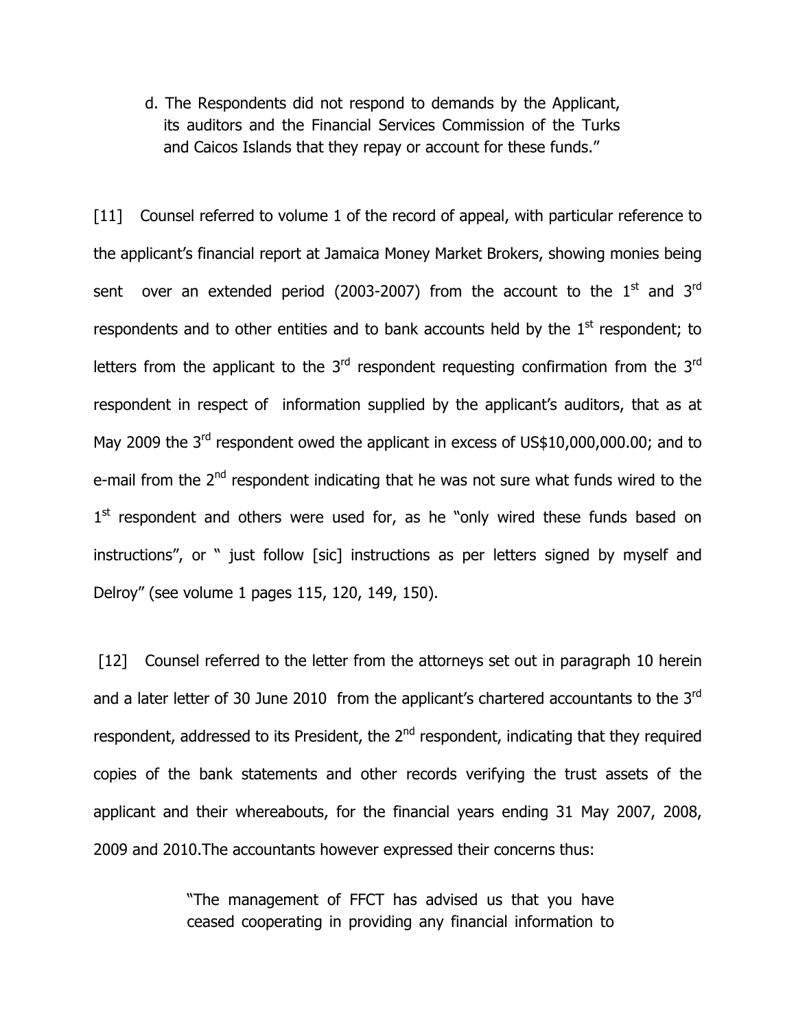d. The Respondents did not respond to demands by the Applicant, its auditors and the Financial Services Commission of the Turks and Caicos Islands that they repay or account for these funds."

[11] Counsel referred to volume 1 of the record of appeal, with particular reference to the applicant's financial report at Jamaica Money Market Brokers, showing monies being sent over an extended period (2003-2007) from the account to the 1st and 3rd respondents and to other entities and to bank accounts held by the 1st respondent; to letters from the applicant to the 3rd respondent requesting confirmation from the 3rd respondent in respect of information supplied by the applicant's auditors, that as at May 2009 the 3rd respondent owed the applicant in excess of US$10,000,000.00; and to e-mail from the 2nd respondent indicating that he was not sure what funds wired to the 1st respondent and others were used for, as he "only wired these funds based on instructions", or " just follow [sic] instructions as per letters signed by myself and Delroy" (see volume 1 pages 115, 120, 149, 150).

[12] Counsel referred to the letter from the attorneys set out in paragraph 10 herein and a later letter of 30 June 2010 from the applicant's chartered accountants to the 3rd respondent, addressed to its President, the 2nd respondent, indicating that they required copies of the bank statements and other records verifying the trust assets of the applicant and their whereabouts, for the financial years ending 31 May 2007, 2008, 2009 and 2010.The accountants however expressed their concerns thus:

> "The management of FFCT has advised us that you have ceased cooperating in providing any financial information to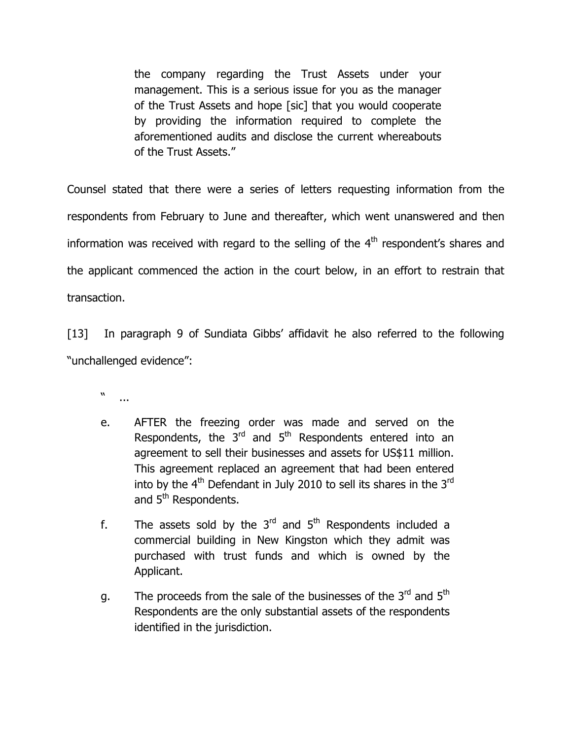> the company regarding the Trust Assets under your management. This is a serious issue for you as the manager of the Trust Assets and hope [sic] that you would cooperate by providing the information required to complete the aforementioned audits and disclose the current whereabouts of the Trust Assets."

Counsel stated that there were a series of letters requesting information from the respondents from February to June and thereafter, which went unanswered and then information was received with regard to the selling of the 4th respondent's shares and the applicant commenced the action in the court below, in an effort to restrain that transaction.

[13] In paragraph 9 of Sundiata Gibbs' affidavit he also referred to the following "unchallenged evidence":

> " ...
>
> e. AFTER the freezing order was made and served on the Respondents, the 3rd and 5th Respondents entered into an agreement to sell their businesses and assets for US$11 million. This agreement replaced an agreement that had been entered into by the 4th Defendant in July 2010 to sell its shares in the 3rd and 5th Respondents.
>
> f. The assets sold by the 3rd and 5th Respondents included a commercial building in New Kingston which they admit was purchased with trust funds and which is owned by the Applicant.
>
> g. The proceeds from the sale of the businesses of the 3rd and 5th Respondents are the only substantial assets of the respondents identified in the jurisdiction.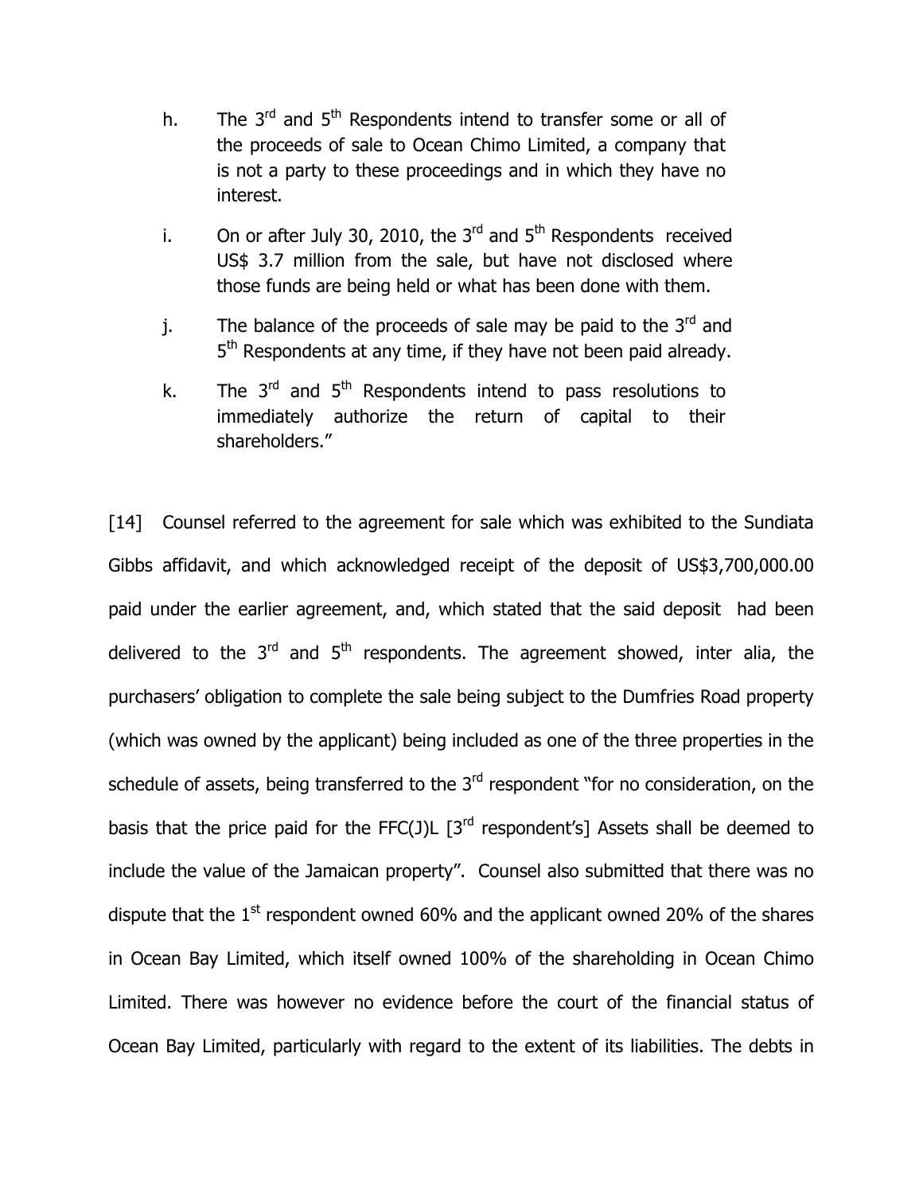h. The 3rd and 5th Respondents intend to transfer some or all of the proceeds of sale to Ocean Chimo Limited, a company that is not a party to these proceedings and in which they have no interest.

i. On or after July 30, 2010, the 3rd and 5th Respondents received US$ 3.7 million from the sale, but have not disclosed where those funds are being held or what has been done with them.

j. The balance of the proceeds of sale may be paid to the 3rd and 5th Respondents at any time, if they have not been paid already.

k. The 3rd and 5th Respondents intend to pass resolutions to immediately authorize the return of capital to their shareholders."

[14] Counsel referred to the agreement for sale which was exhibited to the Sundiata Gibbs affidavit, and which acknowledged receipt of the deposit of US$3,700,000.00 paid under the earlier agreement, and, which stated that the said deposit had been delivered to the 3rd and 5th respondents. The agreement showed, inter alia, the purchasers' obligation to complete the sale being subject to the Dumfries Road property (which was owned by the applicant) being included as one of the three properties in the schedule of assets, being transferred to the 3rd respondent "for no consideration, on the basis that the price paid for the FFC(J)L [3rd respondent's] Assets shall be deemed to include the value of the Jamaican property". Counsel also submitted that there was no dispute that the 1st respondent owned 60% and the applicant owned 20% of the shares in Ocean Bay Limited, which itself owned 100% of the shareholding in Ocean Chimo Limited. There was however no evidence before the court of the financial status of Ocean Bay Limited, particularly with regard to the extent of its liabilities. The debts in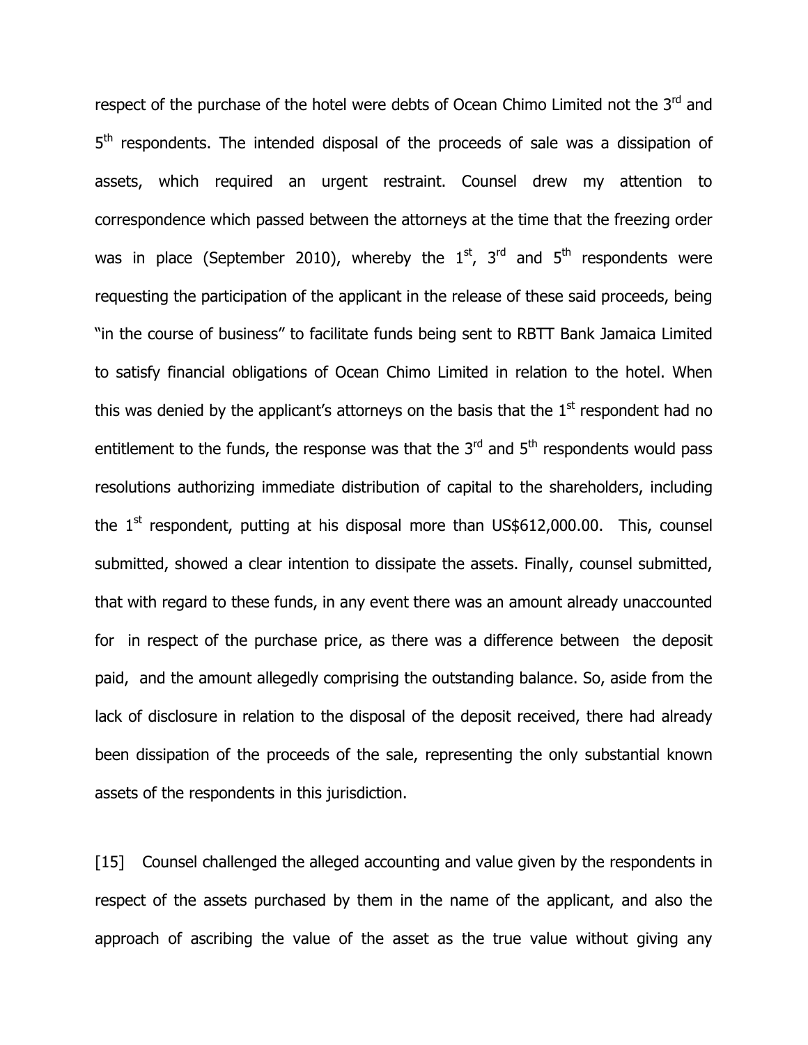respect of the purchase of the hotel were debts of Ocean Chimo Limited not the 3rd and 5th respondents. The intended disposal of the proceeds of sale was a dissipation of assets, which required an urgent restraint. Counsel drew my attention to correspondence which passed between the attorneys at the time that the freezing order was in place (September 2010), whereby the 1st, 3rd and 5th respondents were requesting the participation of the applicant in the release of these said proceeds, being "in the course of business" to facilitate funds being sent to RBTT Bank Jamaica Limited to satisfy financial obligations of Ocean Chimo Limited in relation to the hotel. When this was denied by the applicant's attorneys on the basis that the 1st respondent had no entitlement to the funds, the response was that the 3rd and 5th respondents would pass resolutions authorizing immediate distribution of capital to the shareholders, including the 1st respondent, putting at his disposal more than US$612,000.00. This, counsel submitted, showed a clear intention to dissipate the assets. Finally, counsel submitted, that with regard to these funds, in any event there was an amount already unaccounted for in respect of the purchase price, as there was a difference between the deposit paid, and the amount allegedly comprising the outstanding balance. So, aside from the lack of disclosure in relation to the disposal of the deposit received, there had already been dissipation of the proceeds of the sale, representing the only substantial known assets of the respondents in this jurisdiction.

[15] Counsel challenged the alleged accounting and value given by the respondents in respect of the assets purchased by them in the name of the applicant, and also the approach of ascribing the value of the asset as the true value without giving any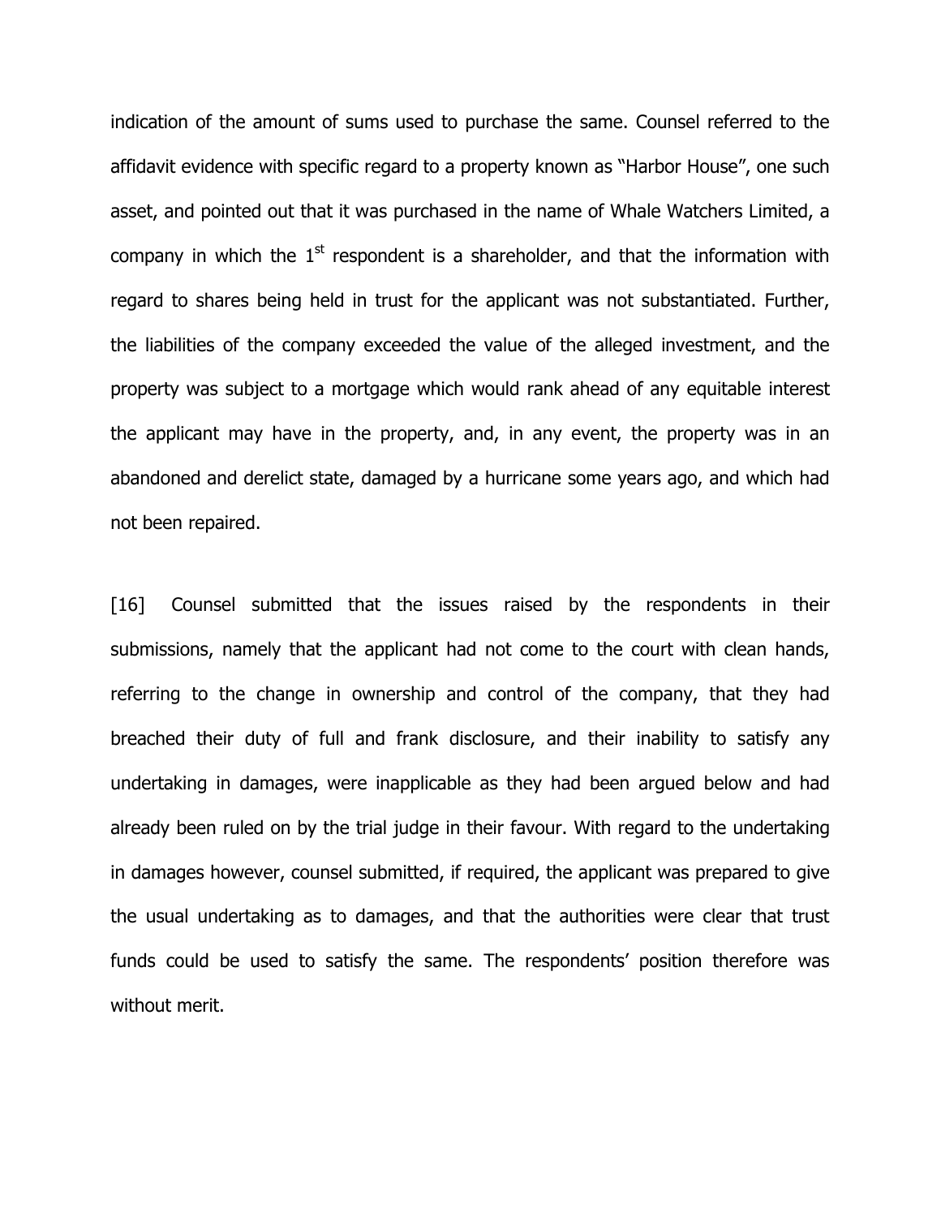indication of the amount of sums used to purchase the same. Counsel referred to the affidavit evidence with specific regard to a property known as "Harbor House", one such asset, and pointed out that it was purchased in the name of Whale Watchers Limited, a company in which the 1st respondent is a shareholder, and that the information with regard to shares being held in trust for the applicant was not substantiated. Further, the liabilities of the company exceeded the value of the alleged investment, and the property was subject to a mortgage which would rank ahead of any equitable interest the applicant may have in the property, and, in any event, the property was in an abandoned and derelict state, damaged by a hurricane some years ago, and which had not been repaired.

[16] Counsel submitted that the issues raised by the respondents in their submissions, namely that the applicant had not come to the court with clean hands, referring to the change in ownership and control of the company, that they had breached their duty of full and frank disclosure, and their inability to satisfy any undertaking in damages, were inapplicable as they had been argued below and had already been ruled on by the trial judge in their favour. With regard to the undertaking in damages however, counsel submitted, if required, the applicant was prepared to give the usual undertaking as to damages, and that the authorities were clear that trust funds could be used to satisfy the same. The respondents' position therefore was without merit.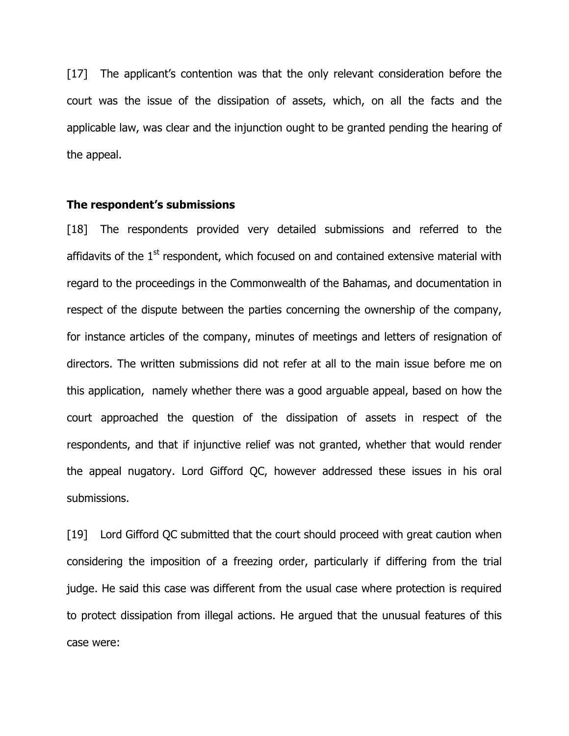[17] The applicant's contention was that the only relevant consideration before the court was the issue of the dissipation of assets, which, on all the facts and the applicable law, was clear and the injunction ought to be granted pending the hearing of the appeal.

**The respondent's submissions**

[18] The respondents provided very detailed submissions and referred to the affidavits of the 1st respondent, which focused on and contained extensive material with regard to the proceedings in the Commonwealth of the Bahamas, and documentation in respect of the dispute between the parties concerning the ownership of the company, for instance articles of the company, minutes of meetings and letters of resignation of directors. The written submissions did not refer at all to the main issue before me on this application, namely whether there was a good arguable appeal, based on how the court approached the question of the dissipation of assets in respect of the respondents, and that if injunctive relief was not granted, whether that would render the appeal nugatory. Lord Gifford QC, however addressed these issues in his oral submissions.

[19] Lord Gifford QC submitted that the court should proceed with great caution when considering the imposition of a freezing order, particularly if differing from the trial judge. He said this case was different from the usual case where protection is required to protect dissipation from illegal actions. He argued that the unusual features of this case were: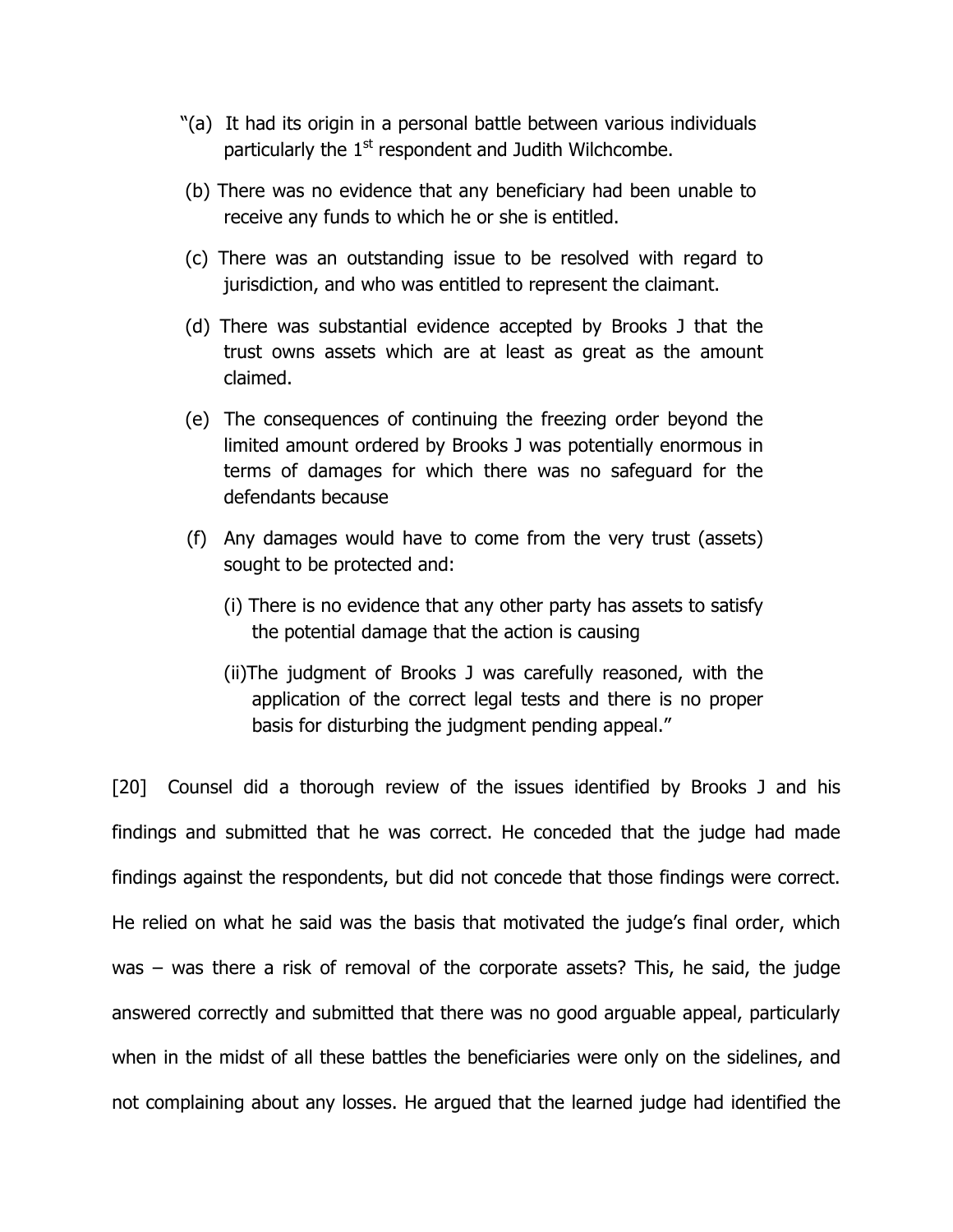"(a) It had its origin in a personal battle between various individuals particularly the 1st respondent and Judith Wilchcombe.

(b) There was no evidence that any beneficiary had been unable to receive any funds to which he or she is entitled.

(c) There was an outstanding issue to be resolved with regard to jurisdiction, and who was entitled to represent the claimant.

(d) There was substantial evidence accepted by Brooks J that the trust owns assets which are at least as great as the amount claimed.

(e) The consequences of continuing the freezing order beyond the limited amount ordered by Brooks J was potentially enormous in terms of damages for which there was no safeguard for the defendants because

(f) Any damages would have to come from the very trust (assets) sought to be protected and:

 (i) There is no evidence that any other party has assets to satisfy the potential damage that the action is causing

 (ii)The judgment of Brooks J was carefully reasoned, with the application of the correct legal tests and there is no proper basis for disturbing the judgment pending appeal."

[20] Counsel did a thorough review of the issues identified by Brooks J and his findings and submitted that he was correct. He conceded that the judge had made findings against the respondents, but did not concede that those findings were correct. He relied on what he said was the basis that motivated the judge's final order, which was – was there a risk of removal of the corporate assets? This, he said, the judge answered correctly and submitted that there was no good arguable appeal, particularly when in the midst of all these battles the beneficiaries were only on the sidelines, and not complaining about any losses. He argued that the learned judge had identified the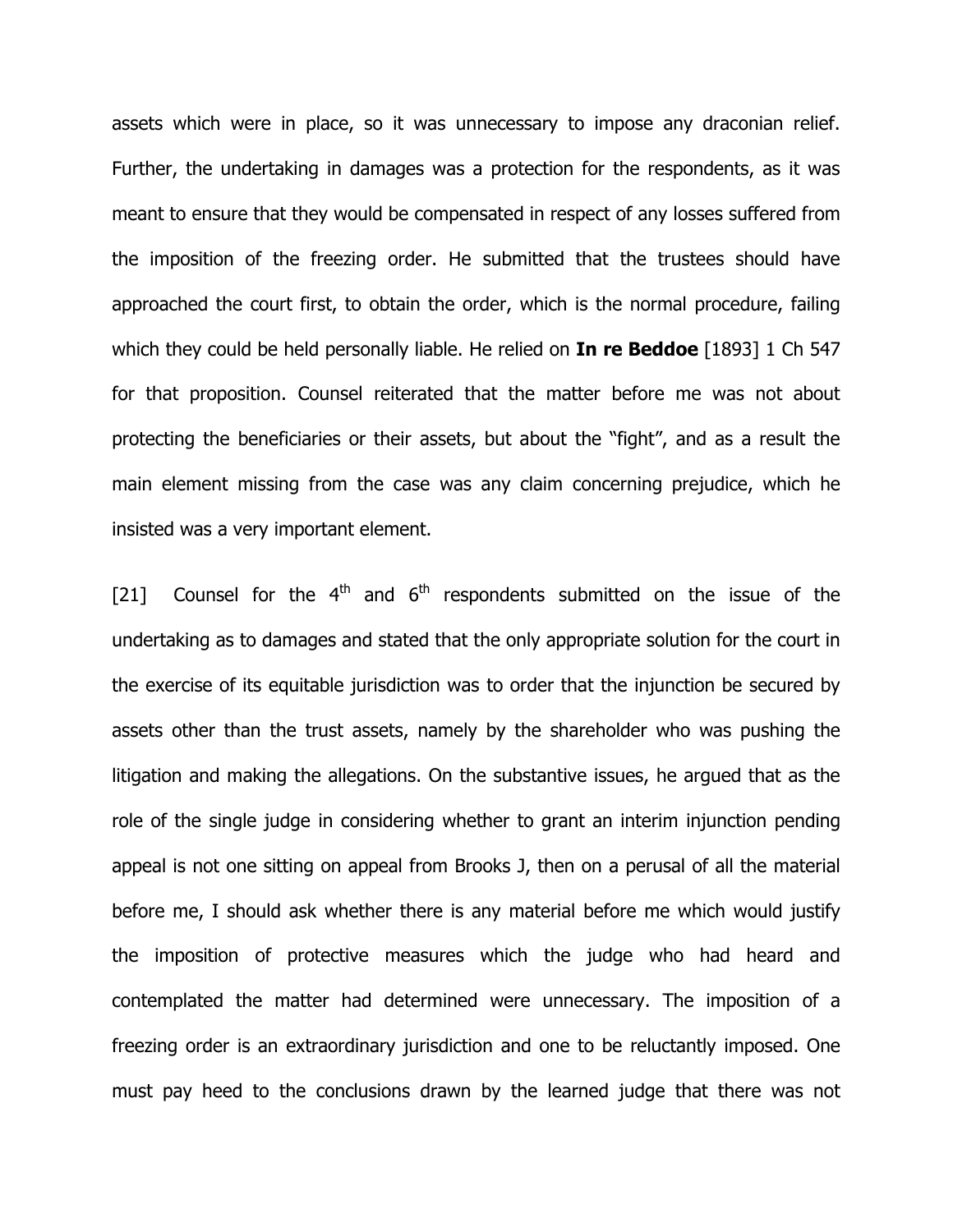assets which were in place, so it was unnecessary to impose any draconian relief. Further, the undertaking in damages was a protection for the respondents, as it was meant to ensure that they would be compensated in respect of any losses suffered from the imposition of the freezing order. He submitted that the trustees should have approached the court first, to obtain the order, which is the normal procedure, failing which they could be held personally liable. He relied on **In re Beddoe** [1893] 1 Ch 547 for that proposition. Counsel reiterated that the matter before me was not about protecting the beneficiaries or their assets, but about the "fight", and as a result the main element missing from the case was any claim concerning prejudice, which he insisted was a very important element.

[21] Counsel for the 4th and 6th respondents submitted on the issue of the undertaking as to damages and stated that the only appropriate solution for the court in the exercise of its equitable jurisdiction was to order that the injunction be secured by assets other than the trust assets, namely by the shareholder who was pushing the litigation and making the allegations. On the substantive issues, he argued that as the role of the single judge in considering whether to grant an interim injunction pending appeal is not one sitting on appeal from Brooks J, then on a perusal of all the material before me, I should ask whether there is any material before me which would justify the imposition of protective measures which the judge who had heard and contemplated the matter had determined were unnecessary. The imposition of a freezing order is an extraordinary jurisdiction and one to be reluctantly imposed. One must pay heed to the conclusions drawn by the learned judge that there was not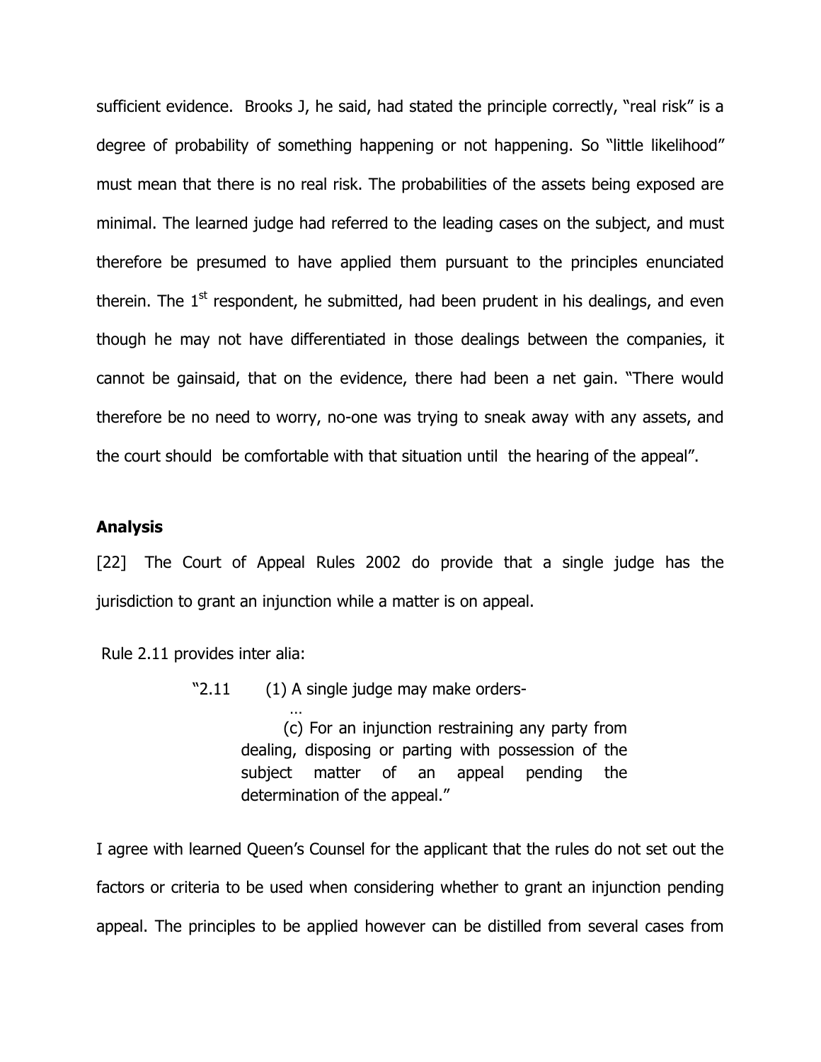sufficient evidence. Brooks J, he said, had stated the principle correctly, "real risk" is a degree of probability of something happening or not happening. So "little likelihood" must mean that there is no real risk. The probabilities of the assets being exposed are minimal. The learned judge had referred to the leading cases on the subject, and must therefore be presumed to have applied them pursuant to the principles enunciated therein. The 1st respondent, he submitted, had been prudent in his dealings, and even though he may not have differentiated in those dealings between the companies, it cannot be gainsaid, that on the evidence, there had been a net gain. "There would therefore be no need to worry, no-one was trying to sneak away with any assets, and the court should be comfortable with that situation until the hearing of the appeal".

## Analysis

[22] The Court of Appeal Rules 2002 do provide that a single judge has the jurisdiction to grant an injunction while a matter is on appeal.

Rule 2.11 provides inter alia:

> "2.11 (1) A single judge may make orders-
>
> …
>
> (c) For an injunction restraining any party from dealing, disposing or parting with possession of the subject matter of an appeal pending the determination of the appeal."

I agree with learned Queen's Counsel for the applicant that the rules do not set out the factors or criteria to be used when considering whether to grant an injunction pending appeal. The principles to be applied however can be distilled from several cases from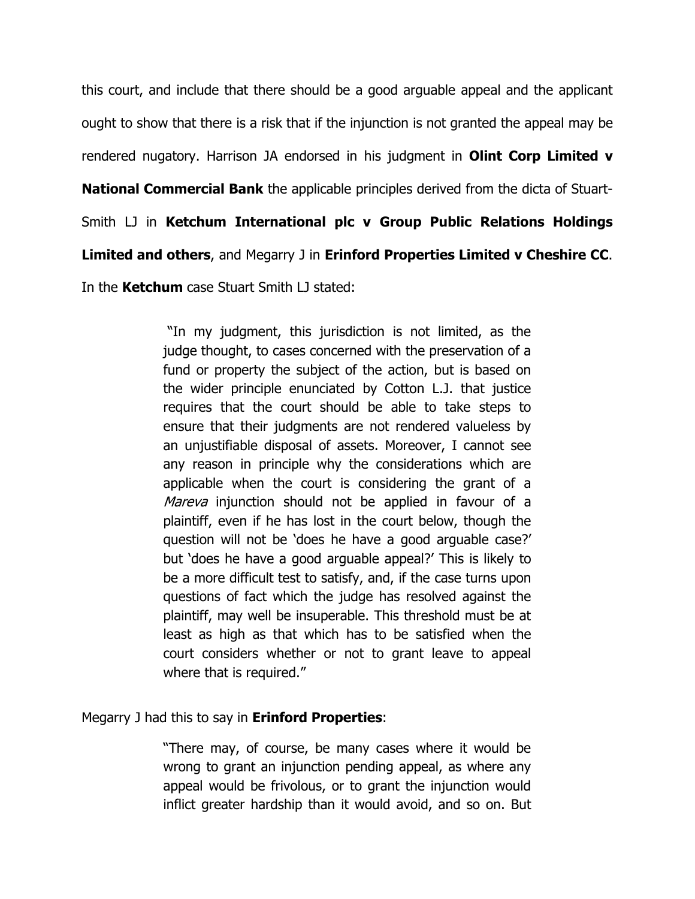this court, and include that there should be a good arguable appeal and the applicant ought to show that there is a risk that if the injunction is not granted the appeal may be rendered nugatory. Harrison JA endorsed in his judgment in **Olint Corp Limited v National Commercial Bank** the applicable principles derived from the dicta of Stuart-Smith LJ in **Ketchum International plc v Group Public Relations Holdings Limited and others**, and Megarry J in **Erinford Properties Limited v Cheshire CC**. In the **Ketchum** case Stuart Smith LJ stated:

> "In my judgment, this jurisdiction is not limited, as the judge thought, to cases concerned with the preservation of a fund or property the subject of the action, but is based on the wider principle enunciated by Cotton L.J. that justice requires that the court should be able to take steps to ensure that their judgments are not rendered valueless by an unjustifiable disposal of assets. Moreover, I cannot see any reason in principle why the considerations which are applicable when the court is considering the grant of a *Mareva* injunction should not be applied in favour of a plaintiff, even if he has lost in the court below, though the question will not be 'does he have a good arguable case?' but 'does he have a good arguable appeal?' This is likely to be a more difficult test to satisfy, and, if the case turns upon questions of fact which the judge has resolved against the plaintiff, may well be insuperable. This threshold must be at least as high as that which has to be satisfied when the court considers whether or not to grant leave to appeal where that is required."

Megarry J had this to say in **Erinford Properties**:

> "There may, of course, be many cases where it would be wrong to grant an injunction pending appeal, as where any appeal would be frivolous, or to grant the injunction would inflict greater hardship than it would avoid, and so on. But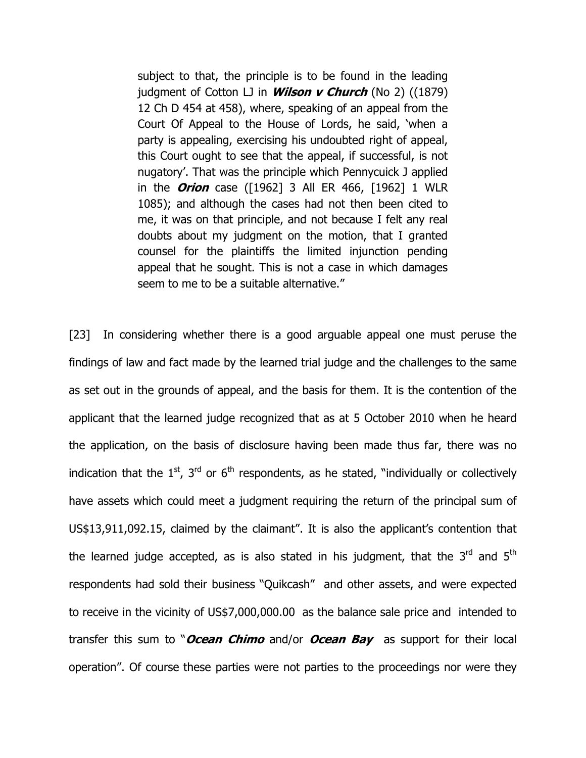> subject to that, the principle is to be found in the leading judgment of Cotton LJ in ***Wilson v Church*** (No 2) ((1879) 12 Ch D 454 at 458), where, speaking of an appeal from the Court Of Appeal to the House of Lords, he said, 'when a party is appealing, exercising his undoubted right of appeal, this Court ought to see that the appeal, if successful, is not nugatory'. That was the principle which Pennycuick J applied in the ***Orion*** case ([1962] 3 All ER 466, [1962] 1 WLR 1085); and although the cases had not then been cited to me, it was on that principle, and not because I felt any real doubts about my judgment on the motion, that I granted counsel for the plaintiffs the limited injunction pending appeal that he sought. This is not a case in which damages seem to me to be a suitable alternative."

[23] In considering whether there is a good arguable appeal one must peruse the findings of law and fact made by the learned trial judge and the challenges to the same as set out in the grounds of appeal, and the basis for them. It is the contention of the applicant that the learned judge recognized that as at 5 October 2010 when he heard the application, on the basis of disclosure having been made thus far, there was no indication that the 1st, 3rd or 6th respondents, as he stated, "individually or collectively have assets which could meet a judgment requiring the return of the principal sum of US$13,911,092.15, claimed by the claimant". It is also the applicant's contention that the learned judge accepted, as is also stated in his judgment, that the 3rd and 5th respondents had sold their business "Quikcash" and other assets, and were expected to receive in the vicinity of US$7,000,000.00 as the balance sale price and intended to transfer this sum to "***Ocean Chimo*** and/or ***Ocean Bay*** as support for their local operation". Of course these parties were not parties to the proceedings nor were they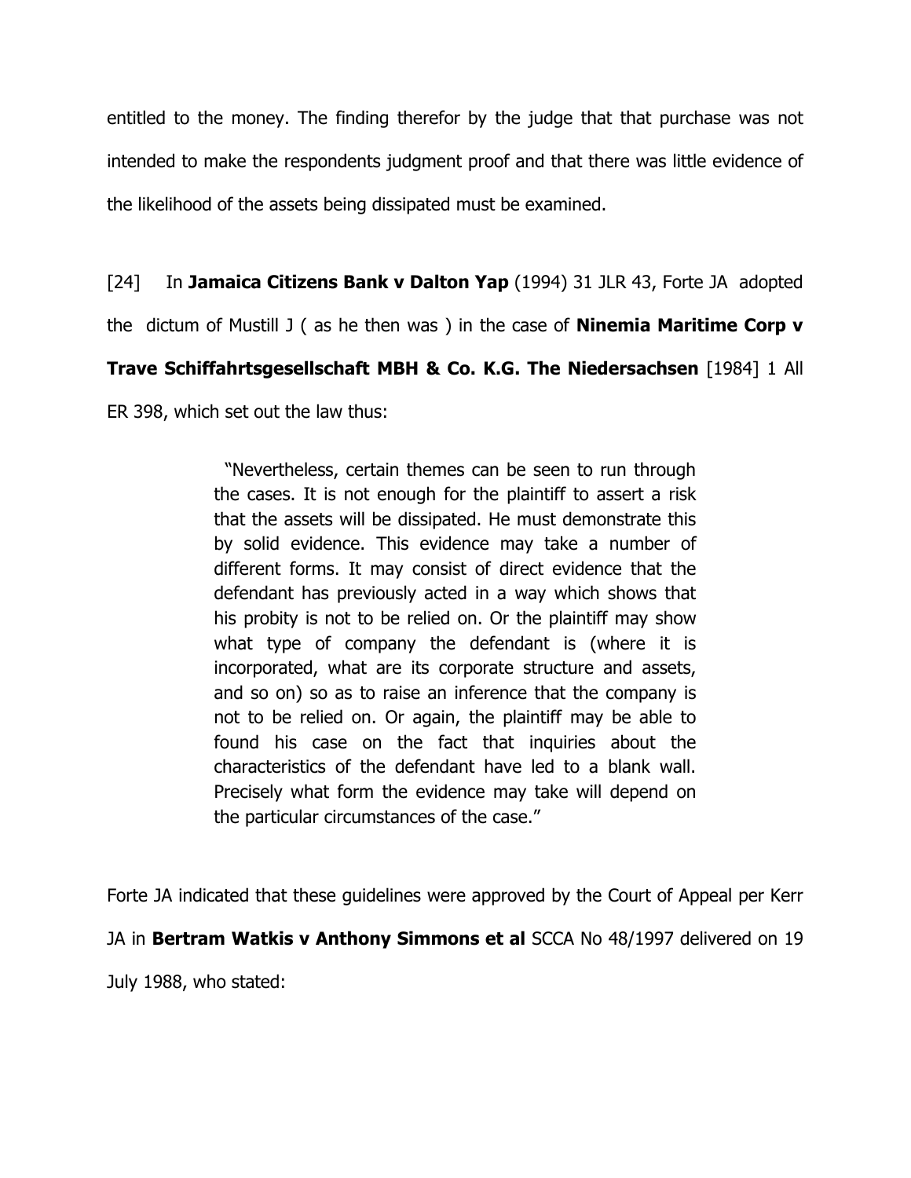entitled to the money. The finding therefor by the judge that that purchase was not intended to make the respondents judgment proof and that there was little evidence of the likelihood of the assets being dissipated must be examined.

[24] In **Jamaica Citizens Bank v Dalton Yap** (1994) 31 JLR 43, Forte JA adopted the dictum of Mustill J ( as he then was ) in the case of **Ninemia Maritime Corp v Trave Schiffahrtsgesellschaft MBH & Co. K.G. The Niedersachsen** [1984] 1 All ER 398, which set out the law thus:

> "Nevertheless, certain themes can be seen to run through the cases. It is not enough for the plaintiff to assert a risk that the assets will be dissipated. He must demonstrate this by solid evidence. This evidence may take a number of different forms. It may consist of direct evidence that the defendant has previously acted in a way which shows that his probity is not to be relied on. Or the plaintiff may show what type of company the defendant is (where it is incorporated, what are its corporate structure and assets, and so on) so as to raise an inference that the company is not to be relied on. Or again, the plaintiff may be able to found his case on the fact that inquiries about the characteristics of the defendant have led to a blank wall. Precisely what form the evidence may take will depend on the particular circumstances of the case."

Forte JA indicated that these guidelines were approved by the Court of Appeal per Kerr JA in **Bertram Watkis v Anthony Simmons et al** SCCA No 48/1997 delivered on 19 July 1988, who stated: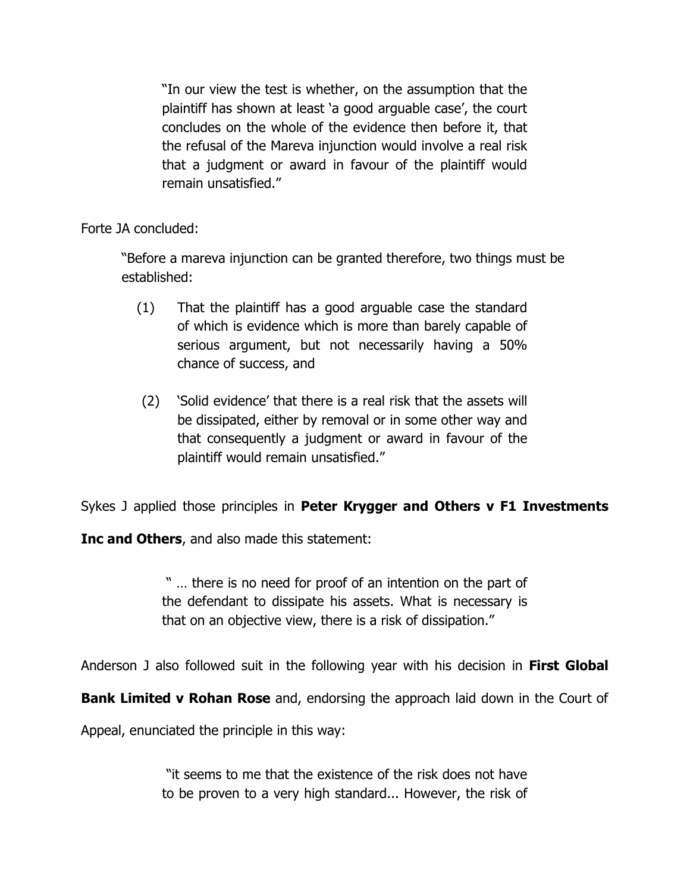> "In our view the test is whether, on the assumption that the plaintiff has shown at least 'a good arguable case', the court concludes on the whole of the evidence then before it, that the refusal of the Mareva injunction would involve a real risk that a judgment or award in favour of the plaintiff would remain unsatisfied."

Forte JA concluded:

> "Before a mareva injunction can be granted therefore, two things must be established:
>
> (1) That the plaintiff has a good arguable case the standard of which is evidence which is more than barely capable of serious argument, but not necessarily having a 50% chance of success, and
>
> (2) 'Solid evidence' that there is a real risk that the assets will be dissipated, either by removal or in some other way and that consequently a judgment or award in favour of the plaintiff would remain unsatisfied."

Sykes J applied those principles in **Peter Krygger and Others v F1 Investments Inc and Others**, and also made this statement:

> " … there is no need for proof of an intention on the part of the defendant to dissipate his assets. What is necessary is that on an objective view, there is a risk of dissipation."

Anderson J also followed suit in the following year with his decision in **First Global Bank Limited v Rohan Rose** and, endorsing the approach laid down in the Court of Appeal, enunciated the principle in this way:

> "it seems to me that the existence of the risk does not have to be proven to a very high standard... However, the risk of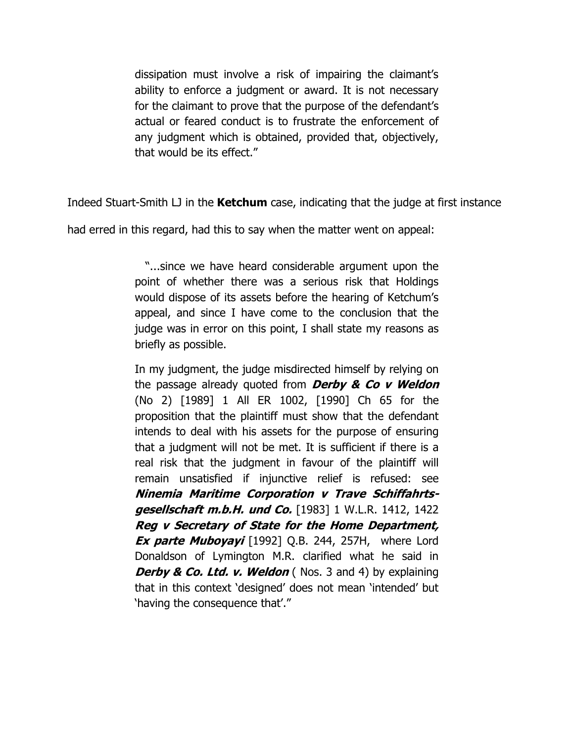> dissipation must involve a risk of impairing the claimant's ability to enforce a judgment or award. It is not necessary for the claimant to prove that the purpose of the defendant's actual or feared conduct is to frustrate the enforcement of any judgment which is obtained, provided that, objectively, that would be its effect."

Indeed Stuart-Smith LJ in the **Ketchum** case, indicating that the judge at first instance had erred in this regard, had this to say when the matter went on appeal:

> "...since we have heard considerable argument upon the point of whether there was a serious risk that Holdings would dispose of its assets before the hearing of Ketchum's appeal, and since I have come to the conclusion that the judge was in error on this point, I shall state my reasons as briefly as possible.
>
> In my judgment, the judge misdirected himself by relying on the passage already quoted from ***Derby & Co v Weldon*** (No 2) [1989] 1 All ER 1002, [1990] Ch 65 for the proposition that the plaintiff must show that the defendant intends to deal with his assets for the purpose of ensuring that a judgment will not be met. It is sufficient if there is a real risk that the judgment in favour of the plaintiff will remain unsatisfied if injunctive relief is refused: see ***Ninemia Maritime Corporation v Trave Schiffahrts-gesellschaft m.b.H. und Co.*** [1983] 1 W.L.R. 1412, 1422 ***Reg v Secretary of State for the Home Department, Ex parte Muboyayi*** [1992] Q.B. 244, 257H, where Lord Donaldson of Lymington M.R. clarified what he said in ***Derby & Co. Ltd. v. Weldon*** ( Nos. 3 and 4) by explaining that in this context 'designed' does not mean 'intended' but 'having the consequence that'."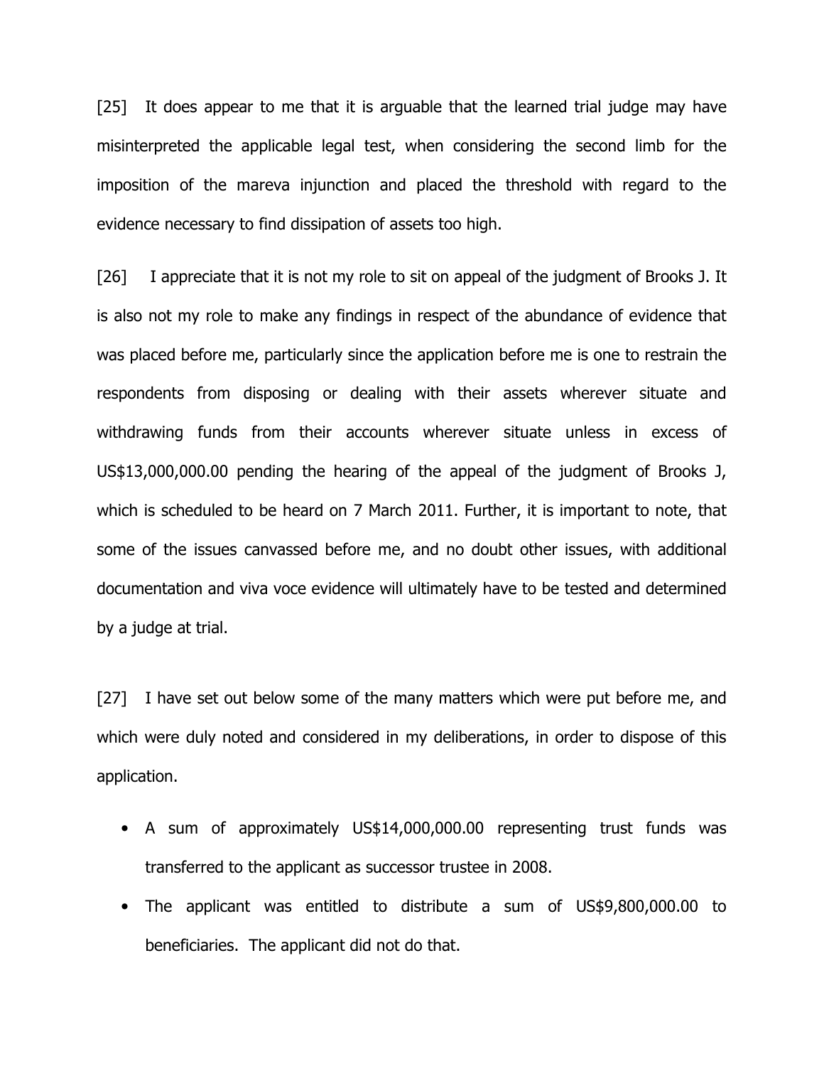[25] It does appear to me that it is arguable that the learned trial judge may have misinterpreted the applicable legal test, when considering the second limb for the imposition of the mareva injunction and placed the threshold with regard to the evidence necessary to find dissipation of assets too high.

[26] I appreciate that it is not my role to sit on appeal of the judgment of Brooks J. It is also not my role to make any findings in respect of the abundance of evidence that was placed before me, particularly since the application before me is one to restrain the respondents from disposing or dealing with their assets wherever situate and withdrawing funds from their accounts wherever situate unless in excess of US$13,000,000.00 pending the hearing of the appeal of the judgment of Brooks J, which is scheduled to be heard on 7 March 2011. Further, it is important to note, that some of the issues canvassed before me, and no doubt other issues, with additional documentation and viva voce evidence will ultimately have to be tested and determined by a judge at trial.

[27] I have set out below some of the many matters which were put before me, and which were duly noted and considered in my deliberations, in order to dispose of this application.

- A sum of approximately US$14,000,000.00 representing trust funds was transferred to the applicant as successor trustee in 2008.
- The applicant was entitled to distribute a sum of US$9,800,000.00 to beneficiaries. The applicant did not do that.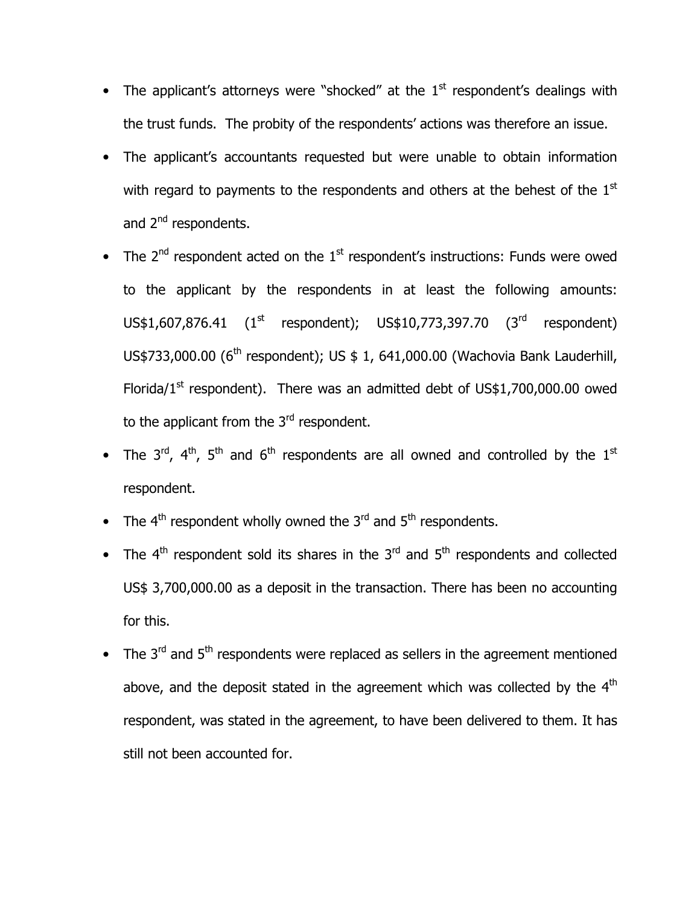- The applicant's attorneys were "shocked" at the 1st respondent's dealings with the trust funds. The probity of the respondents' actions was therefore an issue.
- The applicant's accountants requested but were unable to obtain information with regard to payments to the respondents and others at the behest of the 1st and 2nd respondents.
- The 2nd respondent acted on the 1st respondent's instructions: Funds were owed to the applicant by the respondents in at least the following amounts: US$1,607,876.41 (1st respondent); US$10,773,397.70 (3rd respondent) US$733,000.00 (6th respondent); US $ 1, 641,000.00 (Wachovia Bank Lauderhill, Florida/1st respondent). There was an admitted debt of US$1,700,000.00 owed to the applicant from the 3rd respondent.
- The 3rd, 4th, 5th and 6th respondents are all owned and controlled by the 1st respondent.
- The 4th respondent wholly owned the 3rd and 5th respondents.
- The 4th respondent sold its shares in the 3rd and 5th respondents and collected US$ 3,700,000.00 as a deposit in the transaction. There has been no accounting for this.
- The 3rd and 5th respondents were replaced as sellers in the agreement mentioned above, and the deposit stated in the agreement which was collected by the 4th respondent, was stated in the agreement, to have been delivered to them. It has still not been accounted for.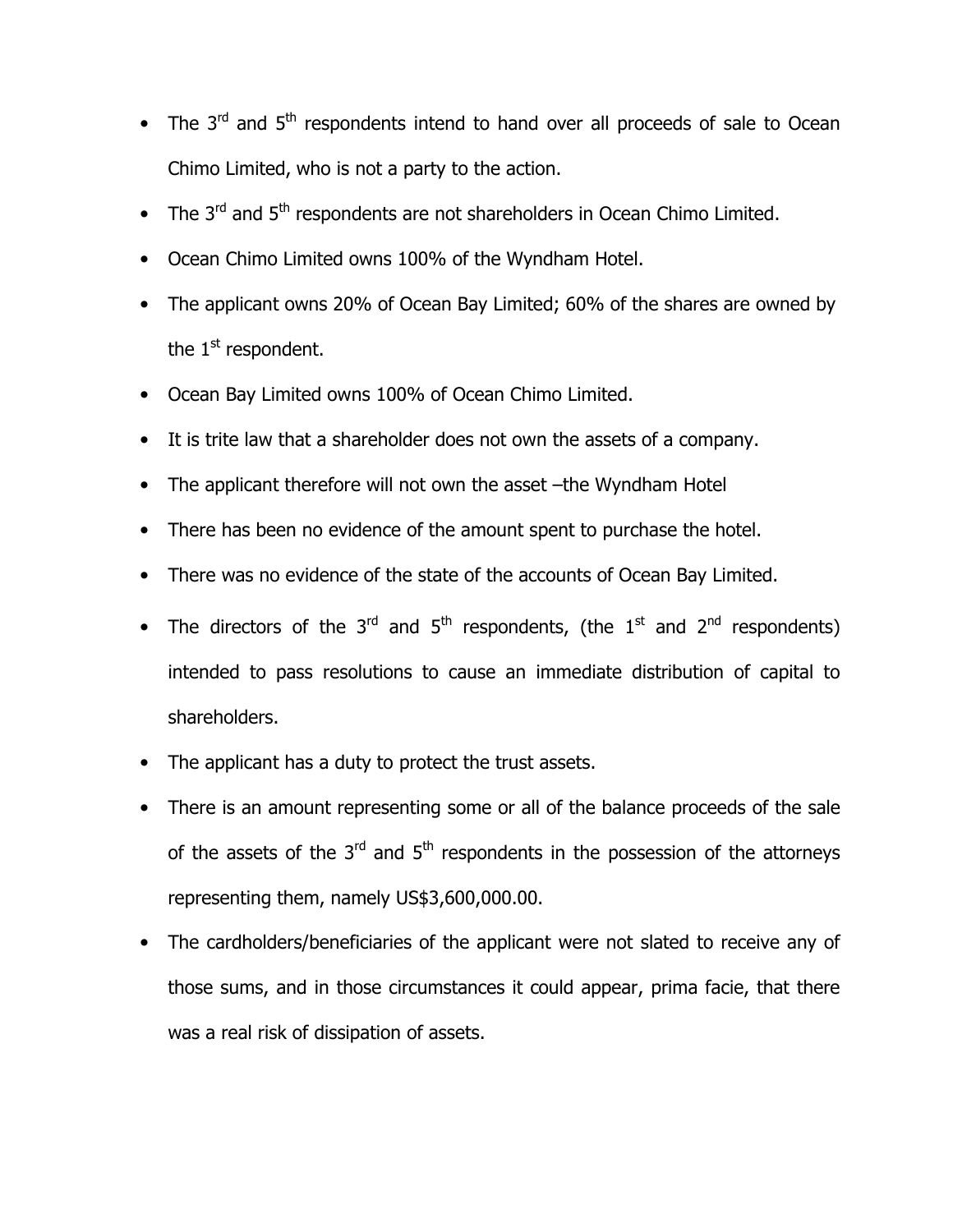- The 3rd and 5th respondents intend to hand over all proceeds of sale to Ocean Chimo Limited, who is not a party to the action.
- The 3rd and 5th respondents are not shareholders in Ocean Chimo Limited.
- Ocean Chimo Limited owns 100% of the Wyndham Hotel.
- The applicant owns 20% of Ocean Bay Limited; 60% of the shares are owned by the 1st respondent.
- Ocean Bay Limited owns 100% of Ocean Chimo Limited.
- It is trite law that a shareholder does not own the assets of a company.
- The applicant therefore will not own the asset –the Wyndham Hotel
- There has been no evidence of the amount spent to purchase the hotel.
- There was no evidence of the state of the accounts of Ocean Bay Limited.
- The directors of the 3rd and 5th respondents, (the 1st and 2nd respondents) intended to pass resolutions to cause an immediate distribution of capital to shareholders.
- The applicant has a duty to protect the trust assets.
- There is an amount representing some or all of the balance proceeds of the sale of the assets of the 3rd and 5th respondents in the possession of the attorneys representing them, namely US$3,600,000.00.
- The cardholders/beneficiaries of the applicant were not slated to receive any of those sums, and in those circumstances it could appear, prima facie, that there was a real risk of dissipation of assets.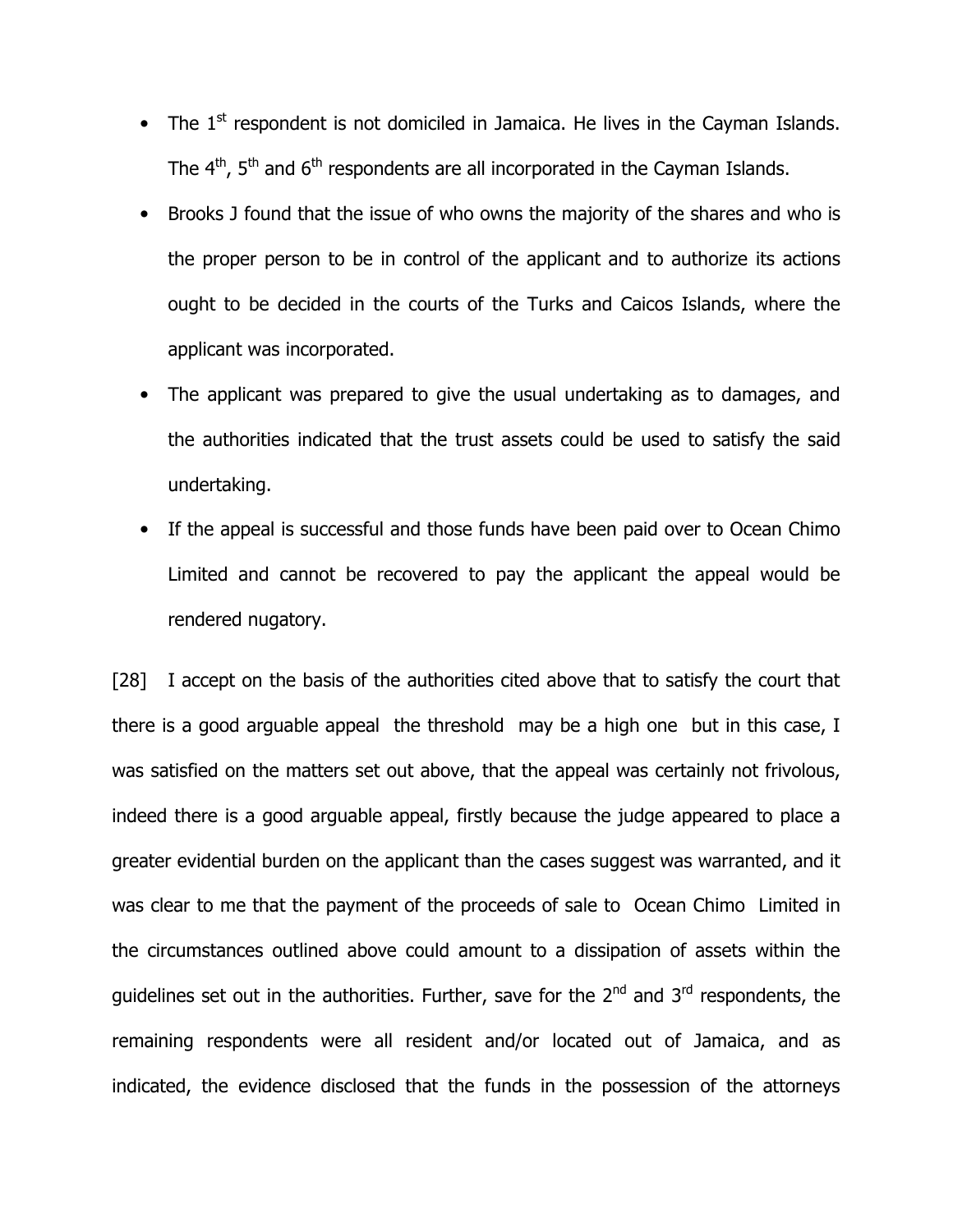- The 1st respondent is not domiciled in Jamaica. He lives in the Cayman Islands. The 4th, 5th and 6th respondents are all incorporated in the Cayman Islands.
- Brooks J found that the issue of who owns the majority of the shares and who is the proper person to be in control of the applicant and to authorize its actions ought to be decided in the courts of the Turks and Caicos Islands, where the applicant was incorporated.
- The applicant was prepared to give the usual undertaking as to damages, and the authorities indicated that the trust assets could be used to satisfy the said undertaking.
- If the appeal is successful and those funds have been paid over to Ocean Chimo Limited and cannot be recovered to pay the applicant the appeal would be rendered nugatory.

[28] I accept on the basis of the authorities cited above that to satisfy the court that there is a good arguable appeal the threshold may be a high one but in this case, I was satisfied on the matters set out above, that the appeal was certainly not frivolous, indeed there is a good arguable appeal, firstly because the judge appeared to place a greater evidential burden on the applicant than the cases suggest was warranted, and it was clear to me that the payment of the proceeds of sale to Ocean Chimo Limited in the circumstances outlined above could amount to a dissipation of assets within the guidelines set out in the authorities. Further, save for the 2nd and 3rd respondents, the remaining respondents were all resident and/or located out of Jamaica, and as indicated, the evidence disclosed that the funds in the possession of the attorneys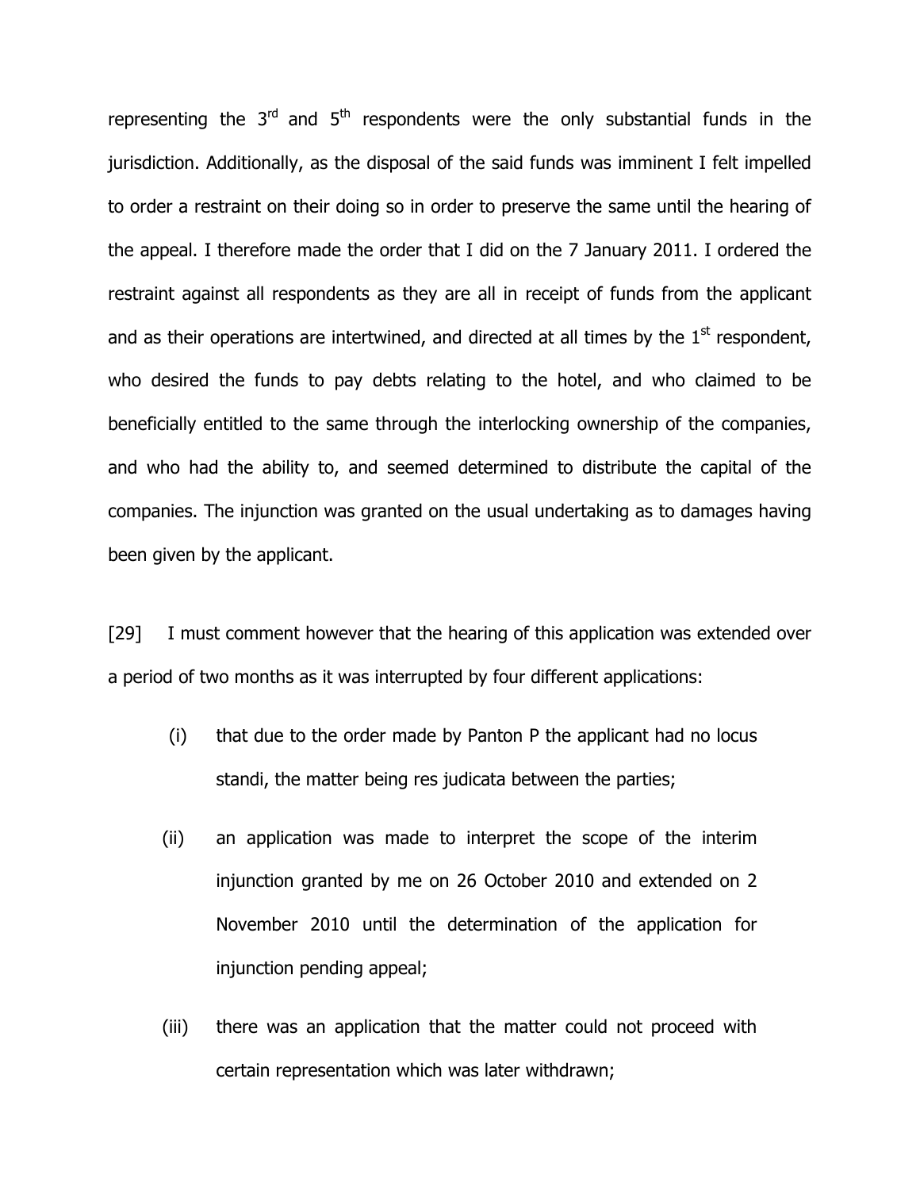representing the 3rd and 5th respondents were the only substantial funds in the jurisdiction. Additionally, as the disposal of the said funds was imminent I felt impelled to order a restraint on their doing so in order to preserve the same until the hearing of the appeal. I therefore made the order that I did on the 7 January 2011. I ordered the restraint against all respondents as they are all in receipt of funds from the applicant and as their operations are intertwined, and directed at all times by the 1st respondent, who desired the funds to pay debts relating to the hotel, and who claimed to be beneficially entitled to the same through the interlocking ownership of the companies, and who had the ability to, and seemed determined to distribute the capital of the companies. The injunction was granted on the usual undertaking as to damages having been given by the applicant.

[29] I must comment however that the hearing of this application was extended over a period of two months as it was interrupted by four different applications:

(i) that due to the order made by Panton P the applicant had no locus standi, the matter being res judicata between the parties;

(ii) an application was made to interpret the scope of the interim injunction granted by me on 26 October 2010 and extended on 2 November 2010 until the determination of the application for injunction pending appeal;

(iii) there was an application that the matter could not proceed with certain representation which was later withdrawn;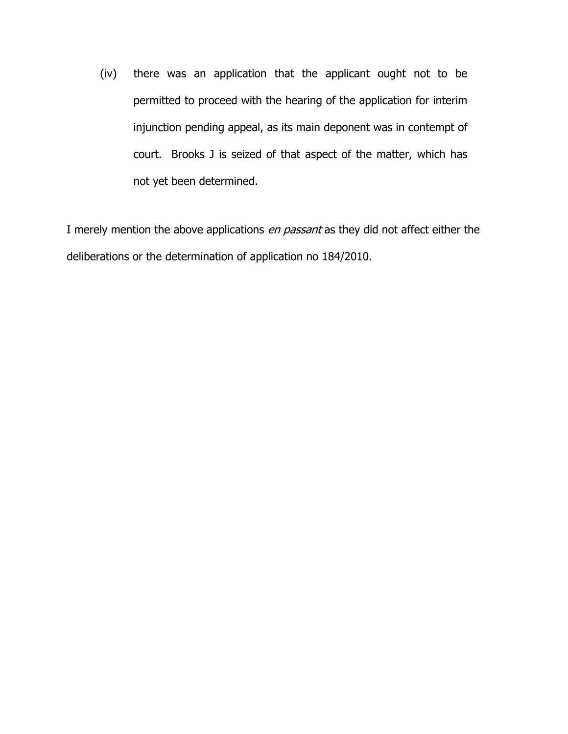(iv) there was an application that the applicant ought not to be permitted to proceed with the hearing of the application for interim injunction pending appeal, as its main deponent was in contempt of court. Brooks J is seized of that aspect of the matter, which has not yet been determined.

I merely mention the above applications *en passant* as they did not affect either the deliberations or the determination of application no 184/2010.